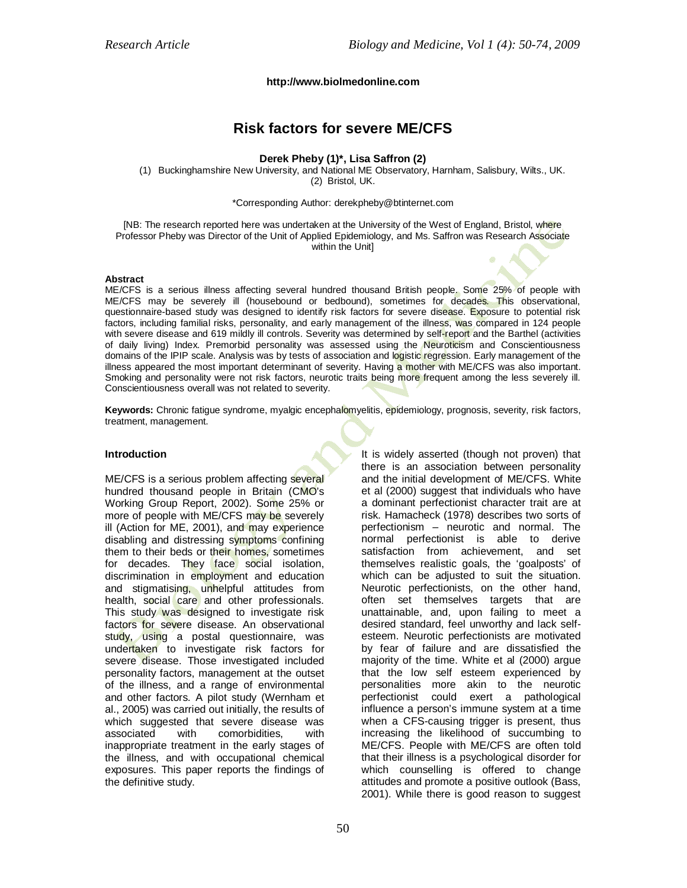http://www.biolmedonline.com

# Risk factors for severe ME/CFS

**Derek Pheby (1)*, Lisa Saffron (2)**

(1) Buckinghamshire New University, and National ME Observatory, Harnham, Salisbury, Wilts., UK.
(2) Bristol, UK.

*Corresponding Author: derekpheby@btinternet.com

[NB: The research reported here was undertaken at the University of the West of England, Bristol, where Professor Pheby was Director of the Unit of Applied Epidemiology, and Ms. Saffron was Research Associate within the Unit]

#### Abstract

ME/CFS is a serious illness affecting several hundred thousand British people. Some 25% of people with ME/CFS may be severely ill (housebound or bedbound), sometimes for decades. This observational, questionnaire-based study was designed to identify risk factors for severe disease. Exposure to potential risk factors, including familial risks, personality, and early management of the illness, was compared in 124 people with severe disease and 619 mildly ill controls. Severity was determined by self-report and the Barthel (activities of daily living) Index. Premorbid personality was assessed using the Neuroticism and Conscientiousness domains of the IPIP scale. Analysis was by tests of association and logistic regression. Early management of the illness appeared the most important determinant of severity. Having a mother with ME/CFS was also important. Smoking and personality were not risk factors, neurotic traits being more frequent among the less severely ill. Conscientiousness overall was not related to severity.

**Keywords:** Chronic fatigue syndrome, myalgic encephalomyelitis, epidemiology, prognosis, severity, risk factors, treatment, management.

#### Introduction

ME/CFS is a serious problem affecting several hundred thousand people in Britain (CMO's Working Group Report, 2002). Some 25% or more of people with ME/CFS may be severely ill (Action for ME, 2001), and may experience disabling and distressing symptoms confining them to their beds or their homes, sometimes for decades. They face social isolation, discrimination in employment and education and stigmatising, unhelpful attitudes from health, social care and other professionals. This study was designed to investigate risk factors for severe disease. An observational study, using a postal questionnaire, was undertaken to investigate risk factors for severe disease. Those investigated included personality factors, management at the outset of the illness, and a range of environmental and other factors. A pilot study (Wernham et al., 2005) was carried out initially, the results of which suggested that severe disease was associated with comorbidities, with inappropriate treatment in the early stages of the illness, and with occupational chemical exposures. This paper reports the findings of the definitive study.

It is widely asserted (though not proven) that there is an association between personality and the initial development of ME/CFS. White et al (2000) suggest that individuals who have a dominant perfectionist character trait are at risk. Hamacheck (1978) describes two sorts of perfectionism – neurotic and normal. The normal perfectionist is able to derive satisfaction from achievement, and set themselves realistic goals, the 'goalposts' of which can be adjusted to suit the situation. Neurotic perfectionists, on the other hand, often set themselves targets that are unattainable, and, upon failing to meet a desired standard, feel unworthy and lack self-esteem. Neurotic perfectionists are motivated by fear of failure and are dissatisfied the majority of the time. White et al (2000) argue that the low self esteem experienced by personalities more akin to the neurotic perfectionist could exert a pathological influence a person's immune system at a time when a CFS-causing trigger is present, thus increasing the likelihood of succumbing to ME/CFS. People with ME/CFS are often told that their illness is a psychological disorder for which counselling is offered to change attitudes and promote a positive outlook (Bass, 2001). While there is good reason to suggest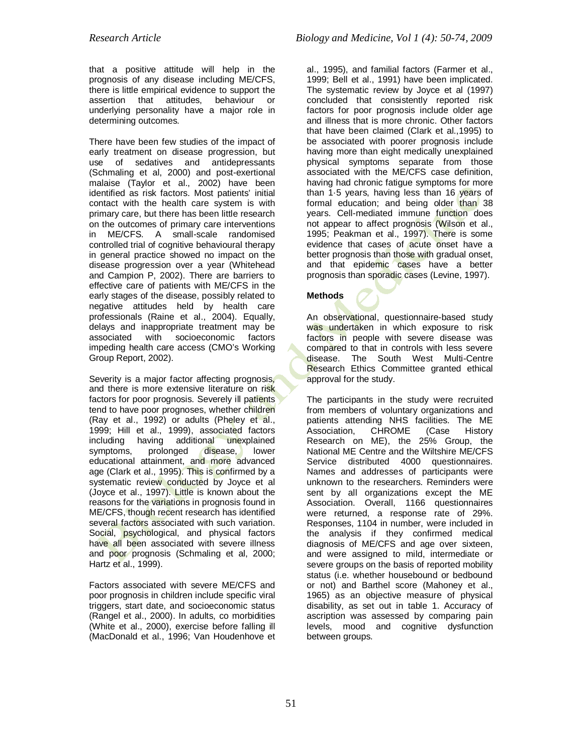that a positive attitude will help in the prognosis of any disease including ME/CFS, there is little empirical evidence to support the assertion that attitudes, behaviour or underlying personality have a major role in determining outcomes.

There have been few studies of the impact of early treatment on disease progression, but use of sedatives and antidepressants (Schmaling et al, 2000) and post-exertional malaise (Taylor et al., 2002) have been identified as risk factors. Most patients' initial contact with the health care system is with primary care, but there has been little research on the outcomes of primary care interventions in ME/CFS. A small-scale randomised controlled trial of cognitive behavioural therapy in general practice showed no impact on the disease progression over a year (Whitehead and Campion P, 2002). There are barriers to effective care of patients with ME/CFS in the early stages of the disease, possibly related to negative attitudes held by health care professionals (Raine et al., 2004). Equally, delays and inappropriate treatment may be associated with socioeconomic factors impeding health care access (CMO's Working Group Report, 2002).

Severity is a major factor affecting prognosis, and there is more extensive literature on risk factors for poor prognosis. Severely ill patients tend to have poor prognoses, whether children (Ray et al., 1992) or adults (Pheley et al., 1999; Hill et al., 1999), associated factors including having additional unexplained symptoms, prolonged disease, lower educational attainment, and more advanced age (Clark et al., 1995). This is confirmed by a systematic review conducted by Joyce et al (Joyce et al., 1997). Little is known about the reasons for the variations in prognosis found in ME/CFS, though recent research has identified several factors associated with such variation. Social, psychological, and physical factors have all been associated with severe illness and poor prognosis (Schmaling et al, 2000; Hartz et al., 1999).

Factors associated with severe ME/CFS and poor prognosis in children include specific viral triggers, start date, and socioeconomic status (Rangel et al., 2000). In adults, co morbidities (White et al., 2000), exercise before falling ill (MacDonald et al., 1996; Van Houdenhove et al., 1995), and familial factors (Farmer et al., 1999; Bell et al., 1991) have been implicated. The systematic review by Joyce et al (1997) concluded that consistently reported risk factors for poor prognosis include older age and illness that is more chronic. Other factors that have been claimed (Clark et al.,1995) to be associated with poorer prognosis include having more than eight medically unexplained physical symptoms separate from those associated with the ME/CFS case definition, having had chronic fatigue symptoms for more than 1·5 years, having less than 16 years of formal education; and being older than 38 years. Cell-mediated immune function does not appear to affect prognosis (Wilson et al., 1995; Peakman et al., 1997). There is some evidence that cases of acute onset have a better prognosis than those with gradual onset, and that epidemic cases have a better prognosis than sporadic cases (Levine, 1997).

**Methods**

An observational, questionnaire-based study was undertaken in which exposure to risk factors in people with severe disease was compared to that in controls with less severe disease. The South West Multi-Centre Research Ethics Committee granted ethical approval for the study.

The participants in the study were recruited from members of voluntary organizations and patients attending NHS facilities. The ME Association, CHROME (Case History Research on ME), the 25% Group, the National ME Centre and the Wiltshire ME/CFS Service distributed 4000 questionnaires. Names and addresses of participants were unknown to the researchers. Reminders were sent by all organizations except the ME Association. Overall, 1166 questionnaires were returned, a response rate of 29%. Responses, 1104 in number, were included in the analysis if they confirmed medical diagnosis of ME/CFS and age over sixteen, and were assigned to mild, intermediate or severe groups on the basis of reported mobility status (i.e. whether housebound or bedbound or not) and Barthel score (Mahoney et al., 1965) as an objective measure of physical disability, as set out in table 1. Accuracy of ascription was assessed by comparing pain levels, mood and cognitive dysfunction between groups.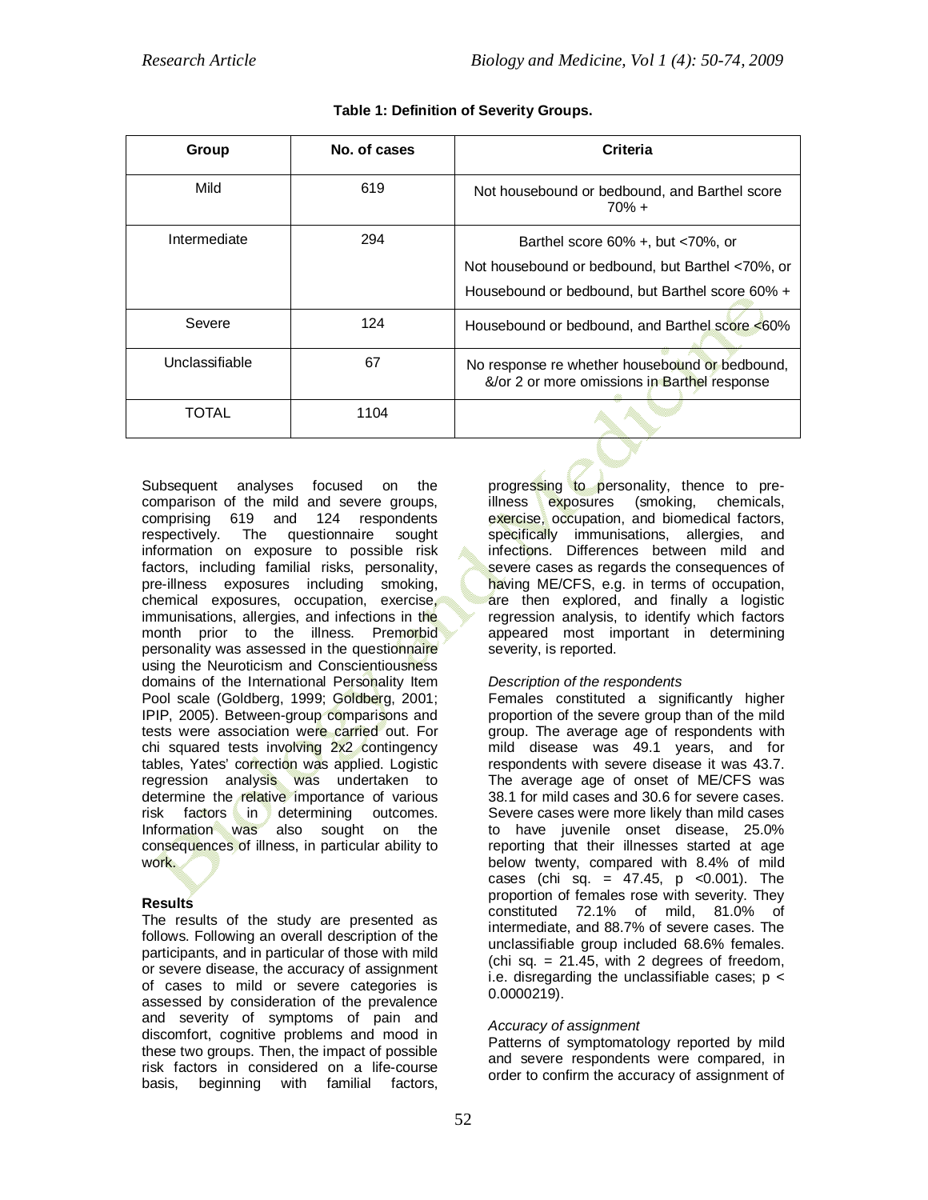**Table 1: Definition of Severity Groups.**

| Group | No. of cases | Criteria |
|---|---|---|
| Mild | 619 | Not housebound or bedbound, and Barthel score 70% + |
| Intermediate | 294 | Barthel score 60% +, but <70%, or<br>Not housebound or bedbound, but Barthel <70%, or<br>Housebound or bedbound, but Barthel score 60% + |
| Severe | 124 | Housebound or bedbound, and Barthel score <60% |
| Unclassifiable | 67 | No response re whether housebound or bedbound, &/or 2 or more omissions in Barthel response |
| TOTAL | 1104 | |

Subsequent analyses focused on the comparison of the mild and severe groups, comprising 619 and 124 respondents respectively. The questionnaire sought information on exposure to possible risk factors, including familial risks, personality, pre-illness exposures including smoking, chemical exposures, occupation, exercise, immunisations, allergies, and infections in the month prior to the illness. Premorbid personality was assessed in the questionnaire using the Neuroticism and Conscientiousness domains of the International Personality Item Pool scale (Goldberg, 1999; Goldberg, 2001; IPIP, 2005). Between-group comparisons and tests were association were carried out. For chi squared tests involving 2x2 contingency tables, Yates' correction was applied. Logistic regression analysis was undertaken to determine the relative importance of various risk factors in determining outcomes. Information was also sought on the consequences of illness, in particular ability to work.

**Results**

The results of the study are presented as follows. Following an overall description of the participants, and in particular of those with mild or severe disease, the accuracy of assignment of cases to mild or severe categories is assessed by consideration of the prevalence and severity of symptoms of pain and discomfort, cognitive problems and mood in these two groups. Then, the impact of possible risk factors in considered on a life-course basis, beginning with familial factors, progressing to personality, thence to pre-illness exposures (smoking, chemicals, exercise, occupation, and biomedical factors, specifically immunisations, allergies, and infections. Differences between mild and severe cases as regards the consequences of having ME/CFS, e.g. in terms of occupation, are then explored, and finally a logistic regression analysis, to identify which factors appeared most important in determining severity, is reported.

*Description of the respondents*

Females constituted a significantly higher proportion of the severe group than of the mild group. The average age of respondents with mild disease was 49.1 years, and for respondents with severe disease it was 43.7. The average age of onset of ME/CFS was 38.1 for mild cases and 30.6 for severe cases. Severe cases were more likely than mild cases to have juvenile onset disease, 25.0% reporting that their illnesses started at age below twenty, compared with 8.4% of mild cases (chi sq. = 47.45, $p$ <0.001). The proportion of females rose with severity. They constituted 72.1% of mild, 81.0% of intermediate, and 88.7% of severe cases. The unclassifiable group included 68.6% females. (chi sq. = 21.45, with 2 degrees of freedom, i.e. disregarding the unclassifiable cases; $p$ < 0.0000219).

*Accuracy of assignment*

Patterns of symptomatology reported by mild and severe respondents were compared, in order to confirm the accuracy of assignment of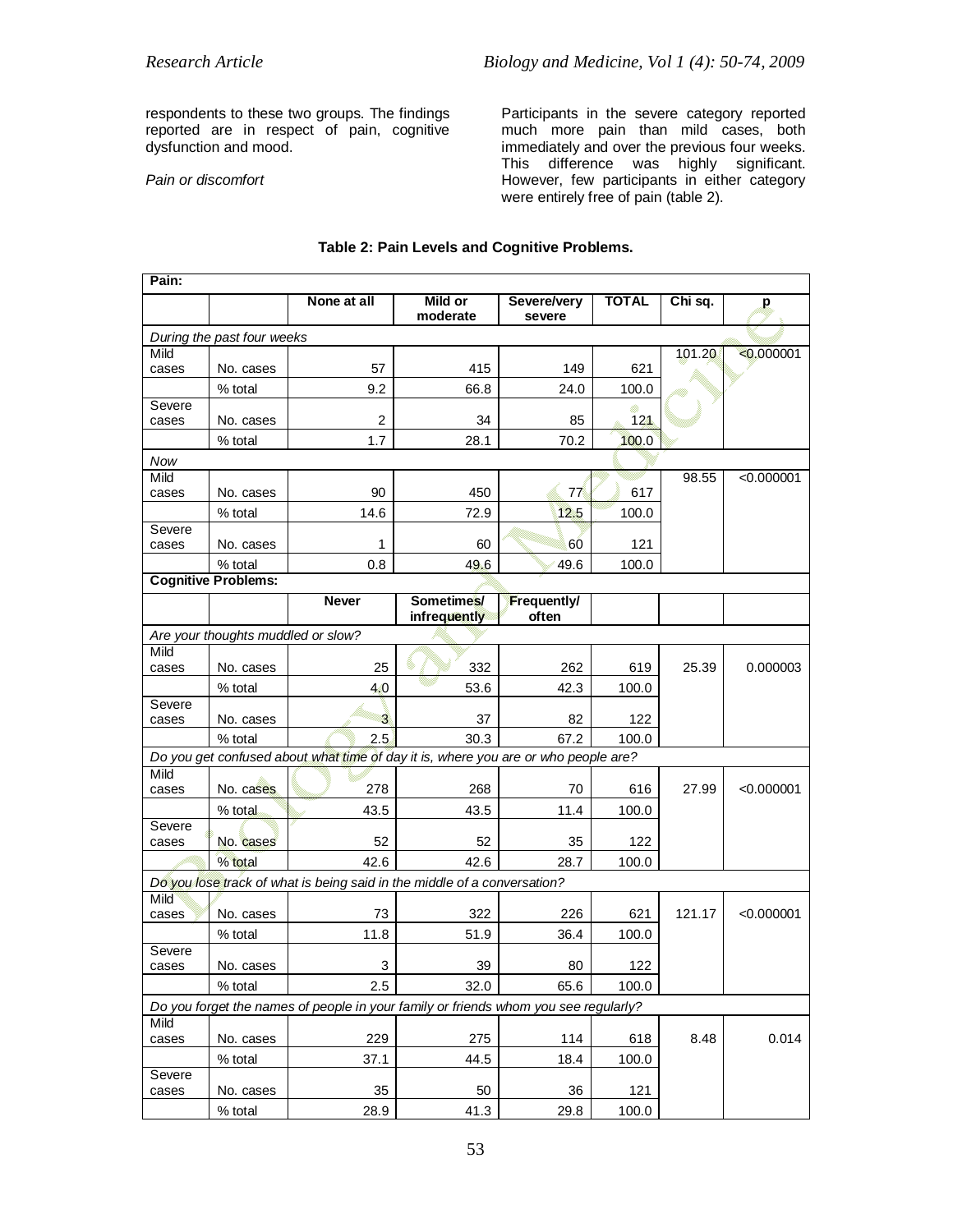respondents to these two groups. The findings reported are in respect of pain, cognitive dysfunction and mood.

*Pain or discomfort*

Participants in the severe category reported much more pain than mild cases, both immediately and over the previous four weeks. This difference was highly significant. However, few participants in either category were entirely free of pain (table 2).

**Table 2: Pain Levels and Cognitive Problems.**

| **Pain:** | | | | | | | |
|---|---|---|---|---|---|---|---|
| | | **None at all** | **Mild or moderate** | **Severe/very severe** | **TOTAL** | **Chi sq.** | **p** |
| *During the past four weeks* | | | | | | | |
| Mild cases | No. cases | 57 | 415 | 149 | 621 | 101.20 | <0.000001 |
| | % total | 9.2 | 66.8 | 24.0 | 100.0 | | |
| Severe cases | No. cases | 2 | 34 | 85 | 121 | | |
| | % total | 1.7 | 28.1 | 70.2 | 100.0 | | |
| *Now* | | | | | | | |
| Mild cases | No. cases | 90 | 450 | 77 | 617 | 98.55 | <0.000001 |
| | % total | 14.6 | 72.9 | 12.5 | 100.0 | | |
| Severe cases | No. cases | 1 | 60 | 60 | 121 | | |
| | % total | 0.8 | 49.6 | 49.6 | 100.0 | | |
| **Cognitive Problems:** | | | | | | | |
| | | **Never** | **Sometimes/ infrequently** | **Frequently/ often** | | | |
| *Are your thoughts muddled or slow?* | | | | | | | |
| Mild cases | No. cases | 25 | 332 | 262 | 619 | 25.39 | 0.000003 |
| | % total | 4.0 | 53.6 | 42.3 | 100.0 | | |
| Severe cases | No. cases | 3 | 37 | 82 | 122 | | |
| | % total | 2.5 | 30.3 | 67.2 | 100.0 | | |
| *Do you get confused about what time of day it is, where you are or who people are?* | | | | | | | |
| Mild cases | No. cases | 278 | 268 | 70 | 616 | 27.99 | <0.000001 |
| | % total | 43.5 | 43.5 | 11.4 | 100.0 | | |
| Severe cases | No. cases | 52 | 52 | 35 | 122 | | |
| | % total | 42.6 | 42.6 | 28.7 | 100.0 | | |
| *Do you lose track of what is being said in the middle of a conversation?* | | | | | | | |
| Mild cases | No. cases | 73 | 322 | 226 | 621 | 121.17 | <0.000001 |
| | % total | 11.8 | 51.9 | 36.4 | 100.0 | | |
| Severe cases | No. cases | 3 | 39 | 80 | 122 | | |
| | % total | 2.5 | 32.0 | 65.6 | 100.0 | | |
| *Do you forget the names of people in your family or friends whom you see regularly?* | | | | | | | |
| Mild cases | No. cases | 229 | 275 | 114 | 618 | 8.48 | 0.014 |
| | % total | 37.1 | 44.5 | 18.4 | 100.0 | | |
| Severe cases | No. cases | 35 | 50 | 36 | 121 | | |
| | % total | 28.9 | 41.3 | 29.8 | 100.0 | | |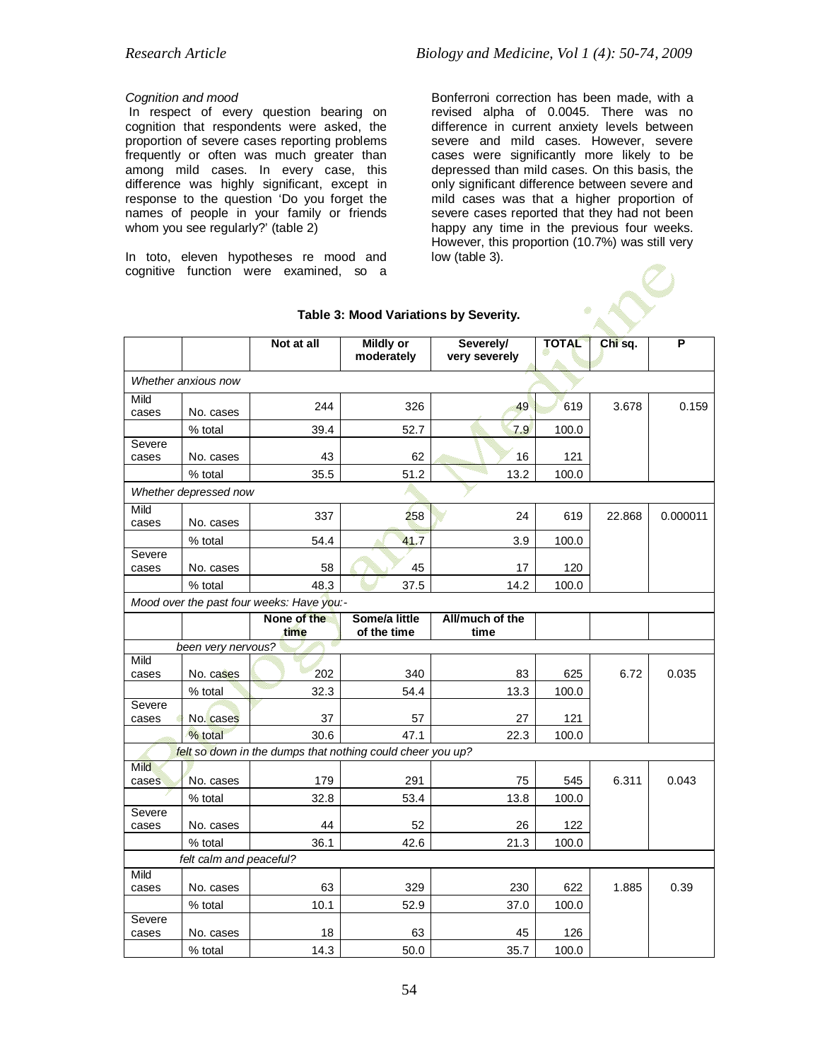*Cognition and mood*

In respect of every question bearing on cognition that respondents were asked, the proportion of severe cases reporting problems frequently or often was much greater than among mild cases. In every case, this difference was highly significant, except in response to the question 'Do you forget the names of people in your family or friends whom you see regularly?' (table 2)

In toto, eleven hypotheses re mood and cognitive function were examined, so a Bonferroni correction has been made, with a revised alpha of 0.0045. There was no difference in current anxiety levels between severe and mild cases. However, severe cases were significantly more likely to be depressed than mild cases. On this basis, the only significant difference between severe and mild cases was that a higher proportion of severe cases reported that they had not been happy any time in the previous four weeks. However, this proportion (10.7%) was still very low (table 3).

**Table 3: Mood Variations by Severity.**

| | | Not at all | Mildly or moderately | Severely/ very severely | TOTAL | Chi sq. | P |
|---|---|---|---|---|---|---|---|
| *Whether anxious now* | | | | | | | |
| Mild cases | No. cases | 244 | 326 | 49 | 619 | 3.678 | 0.159 |
| | % total | 39.4 | 52.7 | 7.9 | 100.0 | | |
| Severe cases | No. cases | 43 | 62 | 16 | 121 | | |
| | % total | 35.5 | 51.2 | 13.2 | 100.0 | | |
| *Whether depressed now* | | | | | | | |
| Mild cases | No. cases | 337 | 258 | 24 | 619 | 22.868 | 0.000011 |
| | % total | 54.4 | 41.7 | 3.9 | 100.0 | | |
| Severe cases | No. cases | 58 | 45 | 17 | 120 | | |
| | % total | 48.3 | 37.5 | 14.2 | 100.0 | | |
| *Mood over the past four weeks: Have you:-* | | | | | | | |
| | | None of the time | Some/a little of the time | All/much of the time | | | |
| | *been very nervous?* | | | | | | |
| Mild cases | No. cases | 202 | 340 | 83 | 625 | 6.72 | 0.035 |
| | % total | 32.3 | 54.4 | 13.3 | 100.0 | | |
| Severe cases | No. cases | 37 | 57 | 27 | 121 | | |
| | % total | 30.6 | 47.1 | 22.3 | 100.0 | | |
| | *felt so down in the dumps that nothing could cheer you up?* | | | | | | |
| Mild cases | No. cases | 179 | 291 | 75 | 545 | 6.311 | 0.043 |
| | % total | 32.8 | 53.4 | 13.8 | 100.0 | | |
| Severe cases | No. cases | 44 | 52 | 26 | 122 | | |
| | % total | 36.1 | 42.6 | 21.3 | 100.0 | | |
| | *felt calm and peaceful?* | | | | | | |
| Mild cases | No. cases | 63 | 329 | 230 | 622 | 1.885 | 0.39 |
| | % total | 10.1 | 52.9 | 37.0 | 100.0 | | |
| Severe cases | No. cases | 18 | 63 | 45 | 126 | | |
| | % total | 14.3 | 50.0 | 35.7 | 100.0 | | |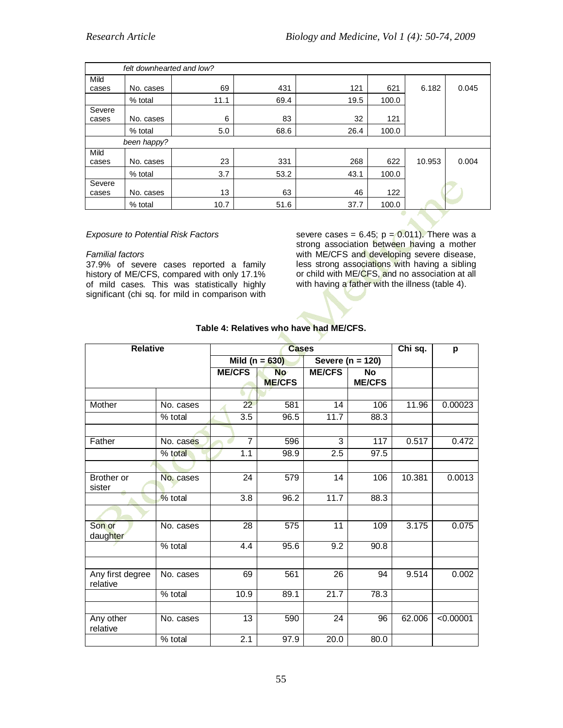| | | | | | | | |
|---|---|---|---|---|---|---|---|
| | *felt downhearted and low?* | | | | | | |
| Mild cases | No. cases | 69 | 431 | 121 | 621 | 6.182 | 0.045 |
| | % total | 11.1 | 69.4 | 19.5 | 100.0 | | |
| Severe cases | No. cases | 6 | 83 | 32 | 121 | | |
| | % total | 5.0 | 68.6 | 26.4 | 100.0 | | |
| | *been happy?* | | | | | | |
| Mild cases | No. cases | 23 | 331 | 268 | 622 | 10.953 | 0.004 |
| | % total | 3.7 | 53.2 | 43.1 | 100.0 | | |
| Severe cases | No. cases | 13 | 63 | 46 | 122 | | |
| | % total | 10.7 | 51.6 | 37.7 | 100.0 | | |

*Exposure to Potential Risk Factors*

*Familial factors*

37.9% of severe cases reported a family history of ME/CFS, compared with only 17.1% of mild cases. This was statistically highly significant (chi sq. for mild in comparison with severe cases = 6.45; p = 0.011). There was a strong association between having a mother with ME/CFS and developing severe disease, less strong associations with having a sibling or child with ME/CFS, and no association at all with having a father with the illness (table 4).

**Table 4: Relatives who have had ME/CFS.**

| Relative | | Cases | | | | Chi sq. | p |
|---|---|---|---|---|---|---|---|
| | | Mild (n = 630) | | Severe (n = 120) | | | |
| | | ME/CFS | No ME/CFS | ME/CFS | No ME/CFS | | |
| Mother | No. cases | 22 | 581 | 14 | 106 | 11.96 | 0.00023 |
| | % total | 3.5 | 96.5 | 11.7 | 88.3 | | |
| Father | No. cases | 7 | 596 | 3 | 117 | 0.517 | 0.472 |
| | % total | 1.1 | 98.9 | 2.5 | 97.5 | | |
| Brother or sister | No. cases | 24 | 579 | 14 | 106 | 10.381 | 0.0013 |
| | % total | 3.8 | 96.2 | 11.7 | 88.3 | | |
| Son or daughter | No. cases | 28 | 575 | 11 | 109 | 3.175 | 0.075 |
| | % total | 4.4 | 95.6 | 9.2 | 90.8 | | |
| Any first degree relative | No. cases | 69 | 561 | 26 | 94 | 9.514 | 0.002 |
| | % total | 10.9 | 89.1 | 21.7 | 78.3 | | |
| Any other relative | No. cases | 13 | 590 | 24 | 96 | 62.006 | <0.00001 |
| | % total | 2.1 | 97.9 | 20.0 | 80.0 | | |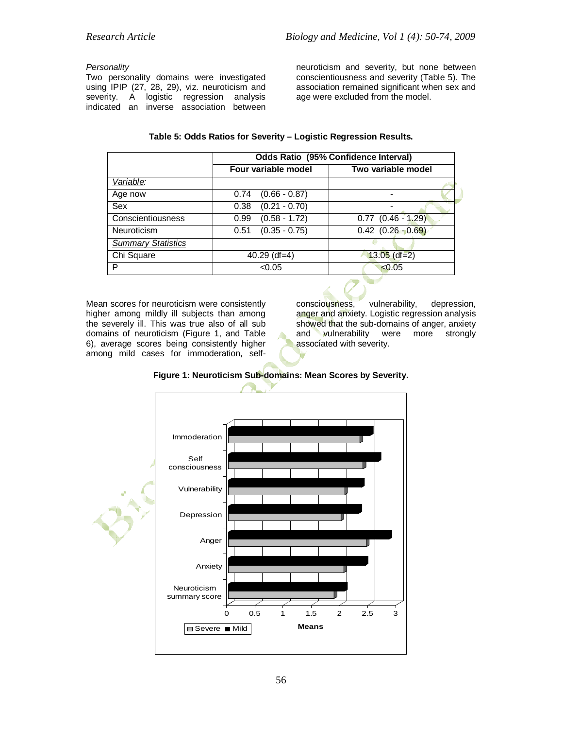*Personality*

Two personality domains were investigated using IPIP (27, 28, 29), viz. neuroticism and severity. A logistic regression analysis indicated an inverse association between neuroticism and severity, but none between conscientiousness and severity (Table 5). The association remained significant when sex and age were excluded from the model.

**Table 5: Odds Ratios for Severity – Logistic Regression Results.**

| | Odds Ratio (95% Confidence Interval) | |
|---|---|---|
| | **Four variable model** | **Two variable model** |
| *Variable:* | | |
| Age now | 0.74 (0.66 - 0.87) | - |
| Sex | 0.38 (0.21 - 0.70) | - |
| Conscientiousness | 0.99 (0.58 - 1.72) | 0.77 (0.46 - 1.29) |
| Neuroticism | 0.51 (0.35 - 0.75) | 0.42 (0.26 - 0.69) |
| *Summary Statistics* | | |
| Chi Square | 40.29 (df=4) | 13.05 (df=2) |
| P | <0.05 | <0.05 |

Mean scores for neuroticism were consistently higher among mildly ill subjects than among the severely ill. This was true also of all sub domains of neuroticism (Figure 1, and Table 6), average scores being consistently higher among mild cases for immoderation, self-consciousness, vulnerability, depression, anger and anxiety. Logistic regression analysis showed that the sub-domains of anger, anxiety and vulnerability were more strongly associated with severity.

**Figure 1: Neuroticism Sub-domains: Mean Scores by Severity.**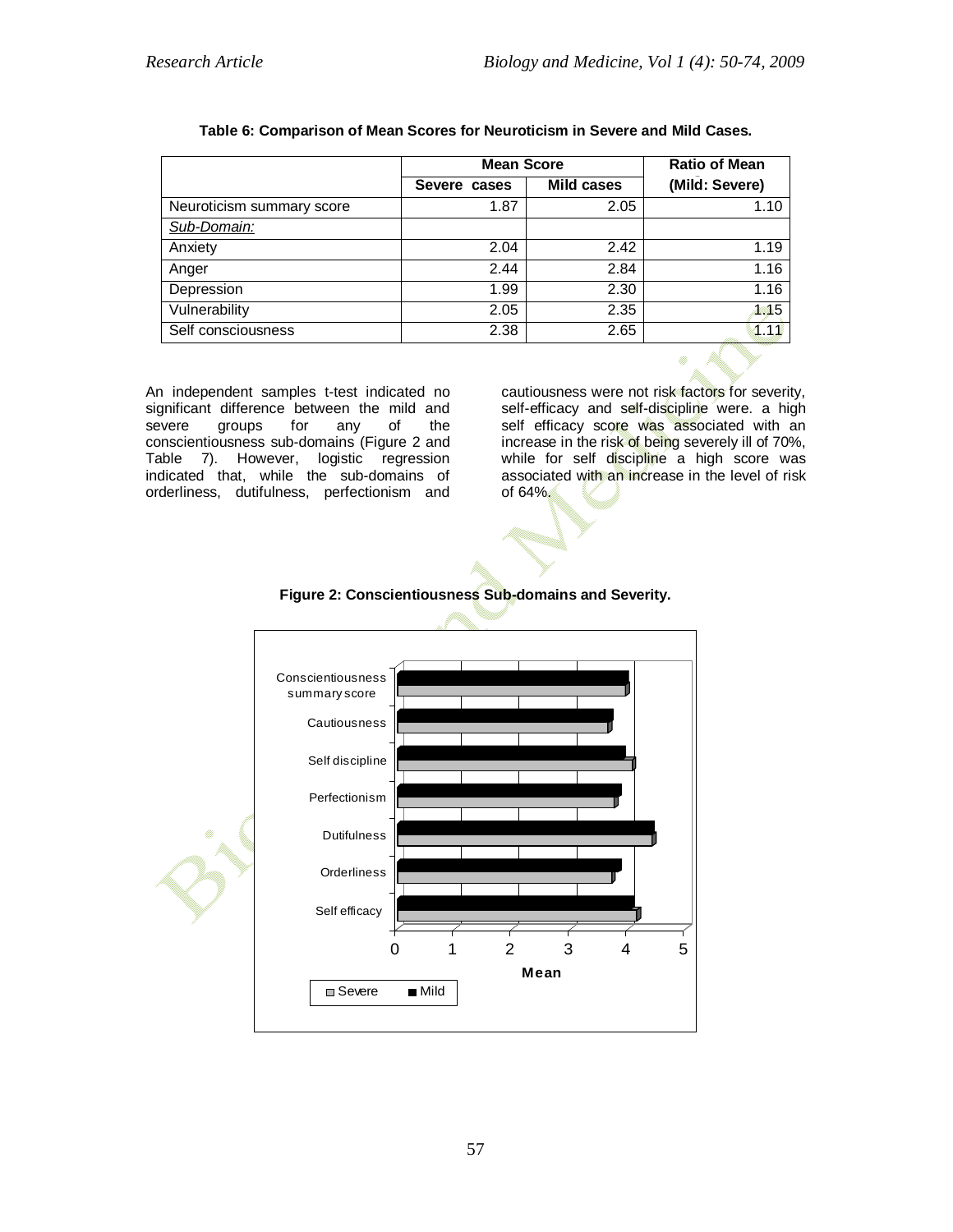**Table 6: Comparison of Mean Scores for Neuroticism in Severe and Mild Cases.**

| | Mean Score | | Ratio of Mean |
|---|---|---|---|
| | Severe cases | Mild cases | (Mild: Severe) |
| Neuroticism summary score | 1.87 | 2.05 | 1.10 |
| *Sub-Domain:* | | | |
| Anxiety | 2.04 | 2.42 | 1.19 |
| Anger | 2.44 | 2.84 | 1.16 |
| Depression | 1.99 | 2.30 | 1.16 |
| Vulnerability | 2.05 | 2.35 | 1.15 |
| Self consciousness | 2.38 | 2.65 | 1.11 |

An independent samples t-test indicated no significant difference between the mild and severe groups for any of the conscientiousness sub-domains (Figure 2 and Table 7). However, logistic regression indicated that, while the sub-domains of orderliness, dutifulness, perfectionism and cautiousness were not risk factors for severity, self-efficacy and self-discipline were. a high self efficacy score was associated with an increase in the risk of being severely ill of 70%, while for self discipline a high score was associated with an increase in the level of risk of 64%.

**Figure 2: Conscientiousness Sub-domains and Severity.**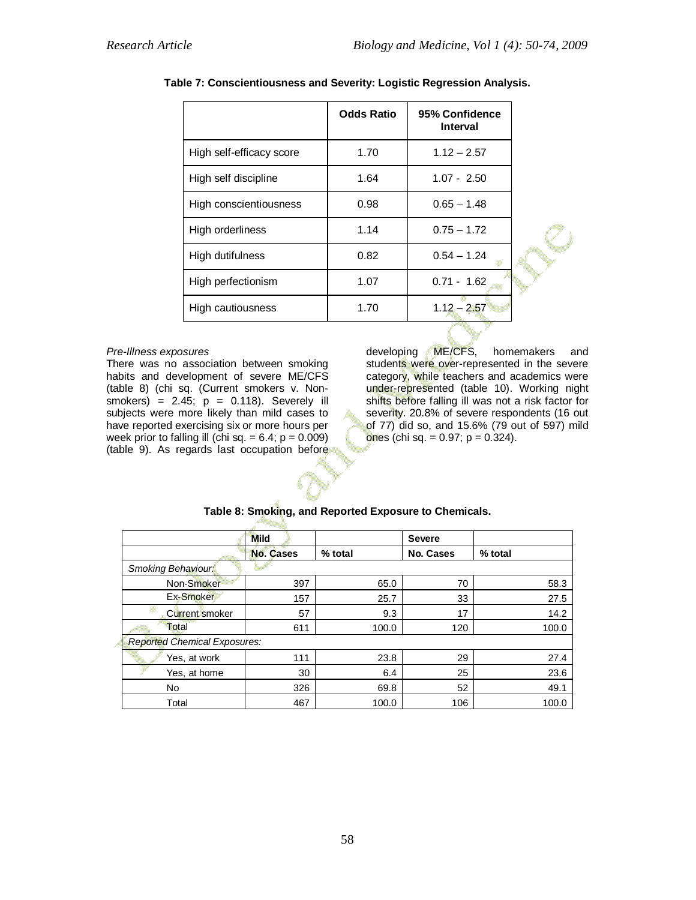**Table 7: Conscientiousness and Severity: Logistic Regression Analysis.**

| | Odds Ratio | 95% Confidence Interval |
|---|---|---|
| High self-efficacy score | 1.70 | 1.12 – 2.57 |
| High self discipline | 1.64 | 1.07 - 2.50 |
| High conscientiousness | 0.98 | 0.65 – 1.48 |
| High orderliness | 1.14 | 0.75 – 1.72 |
| High dutifulness | 0.82 | 0.54 – 1.24 |
| High perfectionism | 1.07 | 0.71 - 1.62 |
| High cautiousness | 1.70 | 1.12 – 2.57 |

*Pre-Illness exposures*

There was no association between smoking habits and development of severe ME/CFS (table 8) (chi sq. (Current smokers v. Non-smokers) = 2.45; p = 0.118). Severely ill subjects were more likely than mild cases to have reported exercising six or more hours per week prior to falling ill (chi sq. = 6.4; p = 0.009) (table 9). As regards last occupation before developing ME/CFS, homemakers and students were over-represented in the severe category, while teachers and academics were under-represented (table 10). Working night shifts before falling ill was not a risk factor for severity. 20.8% of severe respondents (16 out of 77) did so, and 15.6% (79 out of 597) mild ones (chi sq. = 0.97; p = 0.324).

**Table 8: Smoking, and Reported Exposure to Chemicals.**

| | Mild | | Severe | |
|---|---|---|---|---|
| | No. Cases | % total | No. Cases | % total |
| *Smoking Behaviour:* | | | | |
| Non-Smoker | 397 | 65.0 | 70 | 58.3 |
| Ex-Smoker | 157 | 25.7 | 33 | 27.5 |
| Current smoker | 57 | 9.3 | 17 | 14.2 |
| Total | 611 | 100.0 | 120 | 100.0 |
| *Reported Chemical Exposures:* | | | | |
| Yes, at work | 111 | 23.8 | 29 | 27.4 |
| Yes, at home | 30 | 6.4 | 25 | 23.6 |
| No | 326 | 69.8 | 52 | 49.1 |
| Total | 467 | 100.0 | 106 | 100.0 |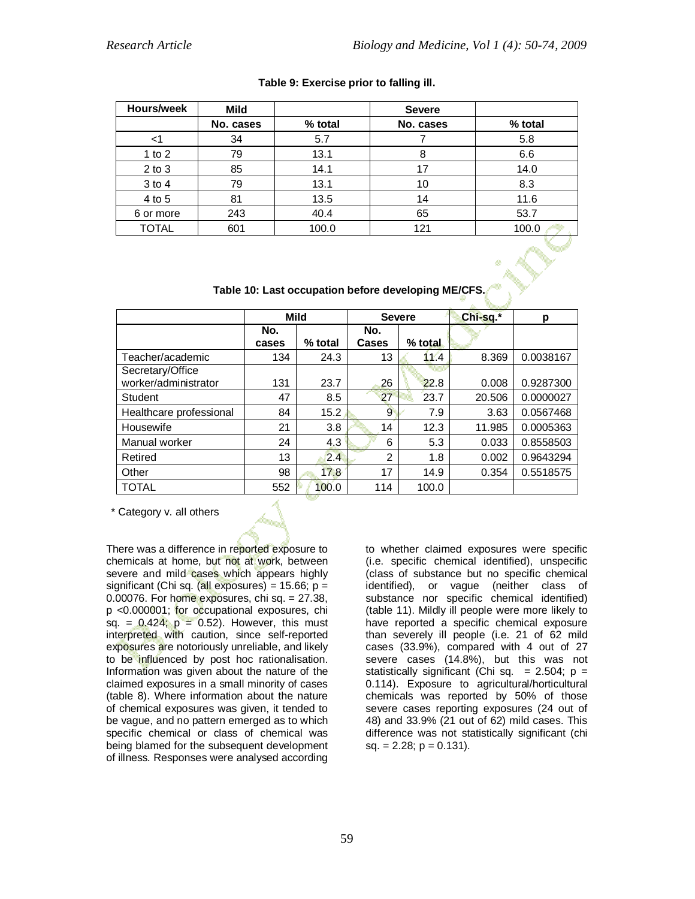**Table 9: Exercise prior to falling ill.**

| Hours/week | Mild | | Severe | |
|---|---|---|---|---|
| | No. cases | % total | No. cases | % total |
| <1 | 34 | 5.7 | 7 | 5.8 |
| 1 to 2 | 79 | 13.1 | 8 | 6.6 |
| 2 to 3 | 85 | 14.1 | 17 | 14.0 |
| 3 to 4 | 79 | 13.1 | 10 | 8.3 |
| 4 to 5 | 81 | 13.5 | 14 | 11.6 |
| 6 or more | 243 | 40.4 | 65 | 53.7 |
| TOTAL | 601 | 100.0 | 121 | 100.0 |

**Table 10: Last occupation before developing ME/CFS.**

| | Mild | | Severe | | Chi-sq.* | p |
|---|---|---|---|---|---|---|
| | No. cases | % total | No. Cases | % total | | |
| Teacher/academic | 134 | 24.3 | 13 | 11.4 | 8.369 | 0.0038167 |
| Secretary/Office worker/administrator | 131 | 23.7 | 26 | 22.8 | 0.008 | 0.9287300 |
| Student | 47 | 8.5 | 27 | 23.7 | 20.506 | 0.0000027 |
| Healthcare professional | 84 | 15.2 | 9 | 7.9 | 3.63 | 0.0567468 |
| Housewife | 21 | 3.8 | 14 | 12.3 | 11.985 | 0.0005363 |
| Manual worker | 24 | 4.3 | 6 | 5.3 | 0.033 | 0.8558503 |
| Retired | 13 | 2.4 | 2 | 1.8 | 0.002 | 0.9643294 |
| Other | 98 | 17.8 | 17 | 14.9 | 0.354 | 0.5518575 |
| TOTAL | 552 | 100.0 | 114 | 100.0 | | |

\* Category v. all others

There was a difference in reported exposure to chemicals at home, but not at work, between severe and mild cases which appears highly significant (Chi sq. (all exposures) = 15.66; $p = 0.00076$. For home exposures, chi sq. = 27.38, $p < 0.000001$; for occupational exposures, chi sq. = 0.424; $p = 0.52$). However, this must interpreted with caution, since self-reported exposures are notoriously unreliable, and likely to be influenced by post hoc rationalisation. Information was given about the nature of the claimed exposures in a small minority of cases (table 8). Where information about the nature of chemical exposures was given, it tended to be vague, and no pattern emerged as to which specific chemical or class of chemical was being blamed for the subsequent development of illness. Responses were analysed according to whether claimed exposures were specific (i.e. specific chemical identified), unspecific (class of substance but no specific chemical identified), or vague (neither class of substance nor specific chemical identified) (table 11). Mildly ill people were more likely to have reported a specific chemical exposure than severely ill people (i.e. 21 of 62 mild cases (33.9%), compared with 4 out of 27 severe cases (14.8%), but this was not statistically significant (Chi sq. = 2.504; $p = 0.114$). Exposure to agricultural/horticultural chemicals was reported by 50% of those severe cases reporting exposures (24 out of 48) and 33.9% (21 out of 62) mild cases. This difference was not statistically significant (chi sq. = 2.28; $p = 0.131$).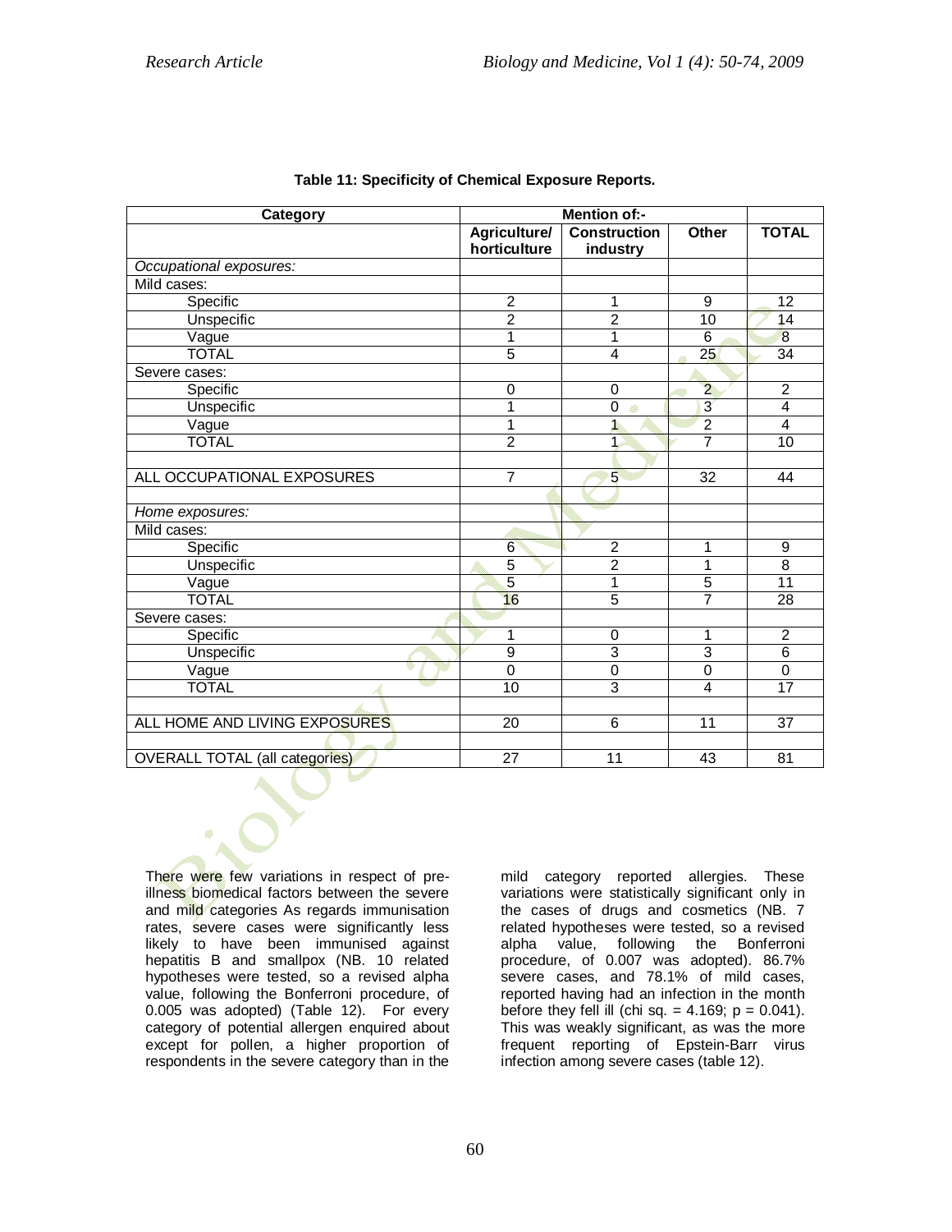**Table 11: Specificity of Chemical Exposure Reports.**

| Category | Mention of:- | | | |
|---|---|---|---|---|
| | Agriculture/ horticulture | Construction industry | Other | TOTAL |
| *Occupational exposures:* | | | | |
| Mild cases: | | | | |
| Specific | 2 | 1 | 9 | 12 |
| Unspecific | 2 | 2 | 10 | 14 |
| Vague | 1 | 1 | 6 | 8 |
| TOTAL | 5 | 4 | 25 | 34 |
| Severe cases: | | | | |
| Specific | 0 | 0 | 2 | 2 |
| Unspecific | 1 | 0 | 3 | 4 |
| Vague | 1 | 1 | 2 | 4 |
| TOTAL | 2 | 1 | 7 | 10 |
| | | | | |
| ALL OCCUPATIONAL EXPOSURES | 7 | 5 | 32 | 44 |
| | | | | |
| *Home exposures:* | | | | |
| Mild cases: | | | | |
| Specific | 6 | 2 | 1 | 9 |
| Unspecific | 5 | 2 | 1 | 8 |
| Vague | 5 | 1 | 5 | 11 |
| TOTAL | 16 | 5 | 7 | 28 |
| Severe cases: | | | | |
| Specific | 1 | 0 | 1 | 2 |
| Unspecific | 9 | 3 | 3 | 6 |
| Vague | 0 | 0 | 0 | 0 |
| TOTAL | 10 | 3 | 4 | 17 |
| | | | | |
| ALL HOME AND LIVING EXPOSURES | 20 | 6 | 11 | 37 |
| | | | | |
| OVERALL TOTAL (all categories) | 27 | 11 | 43 | 81 |

There were few variations in respect of pre-illness biomedical factors between the severe and mild categories As regards immunisation rates, severe cases were significantly less likely to have been immunised against hepatitis B and smallpox (NB. 10 related hypotheses were tested, so a revised alpha value, following the Bonferroni procedure, of 0.005 was adopted) (Table 12). For every category of potential allergen enquired about except for pollen, a higher proportion of respondents in the severe category than in the mild category reported allergies. These variations were statistically significant only in the cases of drugs and cosmetics (NB. 7 related hypotheses were tested, so a revised alpha value, following the Bonferroni procedure, of 0.007 was adopted). 86.7% severe cases, and 78.1% of mild cases, reported having had an infection in the month before they fell ill (chi sq. = 4.169; $p = 0.041$). This was weakly significant, as was the more frequent reporting of Epstein-Barr virus infection among severe cases (table 12).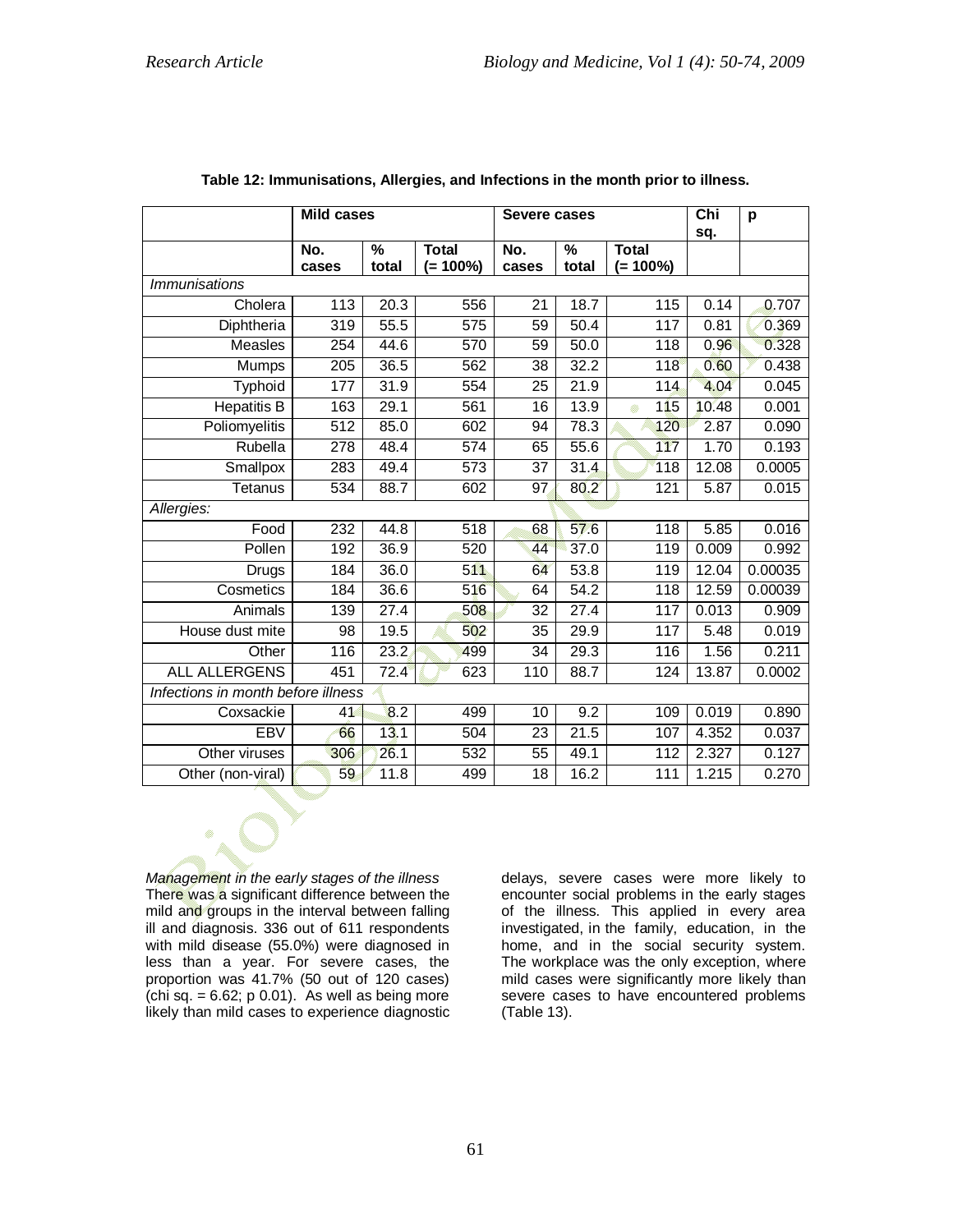**Table 12: Immunisations, Allergies, and Infections in the month prior to illness.**

| | Mild cases | | | Severe cases | | | Chi sq. | p |
|---|---|---|---|---|---|---|---|---|
| | No. cases | % total | Total (= 100%) | No. cases | % total | Total (= 100%) | | |
| *Immunisations* | | | | | | | | |
| Cholera | 113 | 20.3 | 556 | 21 | 18.7 | 115 | 0.14 | 0.707 |
| Diphtheria | 319 | 55.5 | 575 | 59 | 50.4 | 117 | 0.81 | 0.369 |
| Measles | 254 | 44.6 | 570 | 59 | 50.0 | 118 | 0.96 | 0.328 |
| Mumps | 205 | 36.5 | 562 | 38 | 32.2 | 118 | 0.60 | 0.438 |
| Typhoid | 177 | 31.9 | 554 | 25 | 21.9 | 114 | 4.04 | 0.045 |
| Hepatitis B | 163 | 29.1 | 561 | 16 | 13.9 | 115 | 10.48 | 0.001 |
| Poliomyelitis | 512 | 85.0 | 602 | 94 | 78.3 | 120 | 2.87 | 0.090 |
| Rubella | 278 | 48.4 | 574 | 65 | 55.6 | 117 | 1.70 | 0.193 |
| Smallpox | 283 | 49.4 | 573 | 37 | 31.4 | 118 | 12.08 | 0.0005 |
| Tetanus | 534 | 88.7 | 602 | 97 | 80.2 | 121 | 5.87 | 0.015 |
| *Allergies:* | | | | | | | | |
| Food | 232 | 44.8 | 518 | 68 | 57.6 | 118 | 5.85 | 0.016 |
| Pollen | 192 | 36.9 | 520 | 44 | 37.0 | 119 | 0.009 | 0.992 |
| Drugs | 184 | 36.0 | 511 | 64 | 53.8 | 119 | 12.04 | 0.00035 |
| Cosmetics | 184 | 36.6 | 516 | 64 | 54.2 | 118 | 12.59 | 0.00039 |
| Animals | 139 | 27.4 | 508 | 32 | 27.4 | 117 | 0.013 | 0.909 |
| House dust mite | 98 | 19.5 | 502 | 35 | 29.9 | 117 | 5.48 | 0.019 |
| Other | 116 | 23.2 | 499 | 34 | 29.3 | 116 | 1.56 | 0.211 |
| ALL ALLERGENS | 451 | 72.4 | 623 | 110 | 88.7 | 124 | 13.87 | 0.0002 |
| *Infections in month before illness* | | | | | | | | |
| Coxsackie | 41 | 8.2 | 499 | 10 | 9.2 | 109 | 0.019 | 0.890 |
| EBV | 66 | 13.1 | 504 | 23 | 21.5 | 107 | 4.352 | 0.037 |
| Other viruses | 306 | 26.1 | 532 | 55 | 49.1 | 112 | 2.327 | 0.127 |
| Other (non-viral) | 59 | 11.8 | 499 | 18 | 16.2 | 111 | 1.215 | 0.270 |

*Management in the early stages of the illness*

There was a significant difference between the mild and groups in the interval between falling ill and diagnosis. 336 out of 611 respondents with mild disease (55.0%) were diagnosed in less than a year. For severe cases, the proportion was 41.7% (50 out of 120 cases) (chi sq. = 6.62; p 0.01). As well as being more likely than mild cases to experience diagnostic delays, severe cases were more likely to encounter social problems in the early stages of the illness. This applied in every area investigated, in the family, education, in the home, and in the social security system. The workplace was the only exception, where mild cases were significantly more likely than severe cases to have encountered problems (Table 13).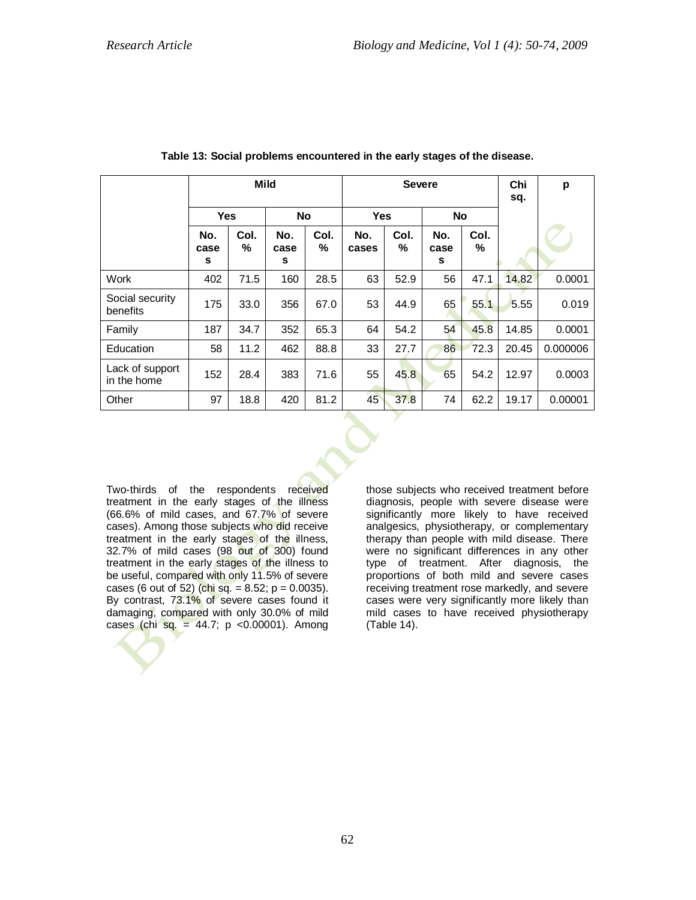**Table 13: Social problems encountered in the early stages of the disease.**

| | Mild | | | | Severe | | | | Chi sq. | p |
|---|---|---|---|---|---|---|---|---|---|---|
| | Yes | | No | | Yes | | No | | | |
| | No. cases | Col. % | No. cases | Col. % | No. cases | Col. % | No. cases | Col. % | | |
| Work | 402 | 71.5 | 160 | 28.5 | 63 | 52.9 | 56 | 47.1 | 14.82 | 0.0001 |
| Social security benefits | 175 | 33.0 | 356 | 67.0 | 53 | 44.9 | 65 | 55.1 | 5.55 | 0.019 |
| Family | 187 | 34.7 | 352 | 65.3 | 64 | 54.2 | 54 | 45.8 | 14.85 | 0.0001 |
| Education | 58 | 11.2 | 462 | 88.8 | 33 | 27.7 | 86 | 72.3 | 20.45 | 0.000006 |
| Lack of support in the home | 152 | 28.4 | 383 | 71.6 | 55 | 45.8 | 65 | 54.2 | 12.97 | 0.0003 |
| Other | 97 | 18.8 | 420 | 81.2 | 45 | 37.8 | 74 | 62.2 | 19.17 | 0.00001 |

Two-thirds of the respondents received treatment in the early stages of the illness (66.6% of mild cases, and 67.7% of severe cases). Among those subjects who did receive treatment in the early stages of the illness, 32.7% of mild cases (98 out of 300) found treatment in the early stages of the illness to be useful, compared with only 11.5% of severe cases (6 out of 52) (chi sq. = 8.52; $p = 0.0035$). By contrast, 73.1% of severe cases found it damaging, compared with only 30.0% of mild cases (chi sq. = 44.7; $p < 0.00001$). Among those subjects who received treatment before diagnosis, people with severe disease were significantly more likely to have received analgesics, physiotherapy, or complementary therapy than people with mild disease. There were no significant differences in any other type of treatment. After diagnosis, the proportions of both mild and severe cases receiving treatment rose markedly, and severe cases were very significantly more likely than mild cases to have received physiotherapy (Table 14).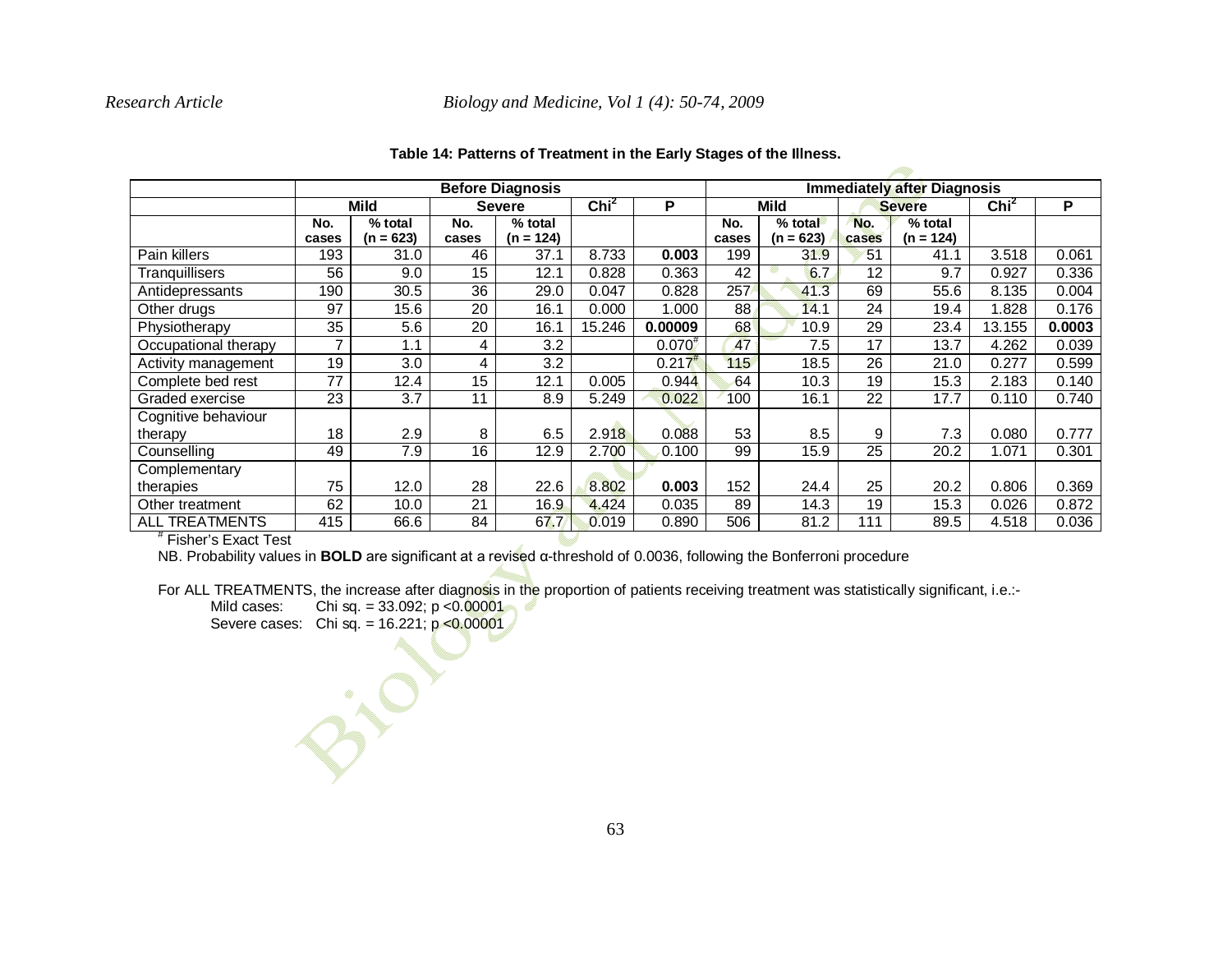**Table 14: Patterns of Treatment in the Early Stages of the Illness.**

| | Before Diagnosis | | | | | | Immediately after Diagnosis | | | | | |
|---|---|---|---|---|---|---|---|---|---|---|---|---|
| | Mild | | Severe | | $Chi^2$ | P | Mild | | Severe | | $Chi^2$ | P |
| | No. cases | % total (n = 623) | No. cases | % total (n = 124) | | | No. cases | % total (n = 623) | No. cases | % total (n = 124) | | |
| Pain killers | 193 | 31.0 | 46 | 37.1 | 8.733 | **0.003** | 199 | 31.9 | 51 | 41.1 | 3.518 | 0.061 |
| Tranquillisers | 56 | 9.0 | 15 | 12.1 | 0.828 | 0.363 | 42 | 6.7 | 12 | 9.7 | 0.927 | 0.336 |
| Antidepressants | 190 | 30.5 | 36 | 29.0 | 0.047 | 0.828 | 257 | 41.3 | 69 | 55.6 | 8.135 | 0.004 |
| Other drugs | 97 | 15.6 | 20 | 16.1 | 0.000 | 1.000 | 88 | 14.1 | 24 | 19.4 | 1.828 | 0.176 |
| Physiotherapy | 35 | 5.6 | 20 | 16.1 | 15.246 | **0.00009** | 68 | 10.9 | 29 | 23.4 | 13.155 | **0.0003** |
| Occupational therapy | 7 | 1.1 | 4 | 3.2 | | 0.070# | 47 | 7.5 | 17 | 13.7 | 4.262 | 0.039 |
| Activity management | 19 | 3.0 | 4 | 3.2 | | 0.217# | 115 | 18.5 | 26 | 21.0 | 0.277 | 0.599 |
| Complete bed rest | 77 | 12.4 | 15 | 12.1 | 0.005 | 0.944 | 64 | 10.3 | 19 | 15.3 | 2.183 | 0.140 |
| Graded exercise | 23 | 3.7 | 11 | 8.9 | 5.249 | 0.022 | 100 | 16.1 | 22 | 17.7 | 0.110 | 0.740 |
| Cognitive behaviour therapy | 18 | 2.9 | 8 | 6.5 | 2.918 | 0.088 | 53 | 8.5 | 9 | 7.3 | 0.080 | 0.777 |
| Counselling | 49 | 7.9 | 16 | 12.9 | 2.700 | 0.100 | 99 | 15.9 | 25 | 20.2 | 1.071 | 0.301 |
| Complementary therapies | 75 | 12.0 | 28 | 22.6 | 8.802 | **0.003** | 152 | 24.4 | 25 | 20.2 | 0.806 | 0.369 |
| Other treatment | 62 | 10.0 | 21 | 16.9 | 4.424 | 0.035 | 89 | 14.3 | 19 | 15.3 | 0.026 | 0.872 |
| ALL TREATMENTS | 415 | 66.6 | 84 | 67.7 | 0.019 | 0.890 | 506 | 81.2 | 111 | 89.5 | 4.518 | 0.036 |

# Fisher's Exact Test

NB. Probability values in **BOLD** are significant at a revised α-threshold of 0.0036, following the Bonferroni procedure

For ALL TREATMENTS, the increase after diagnosis in the proportion of patients receiving treatment was statistically significant, i.e.:-

Mild cases: Chi sq. = 33.092; $p < 0.00001$

Severe cases: Chi sq. = 16.221; $p < 0.00001$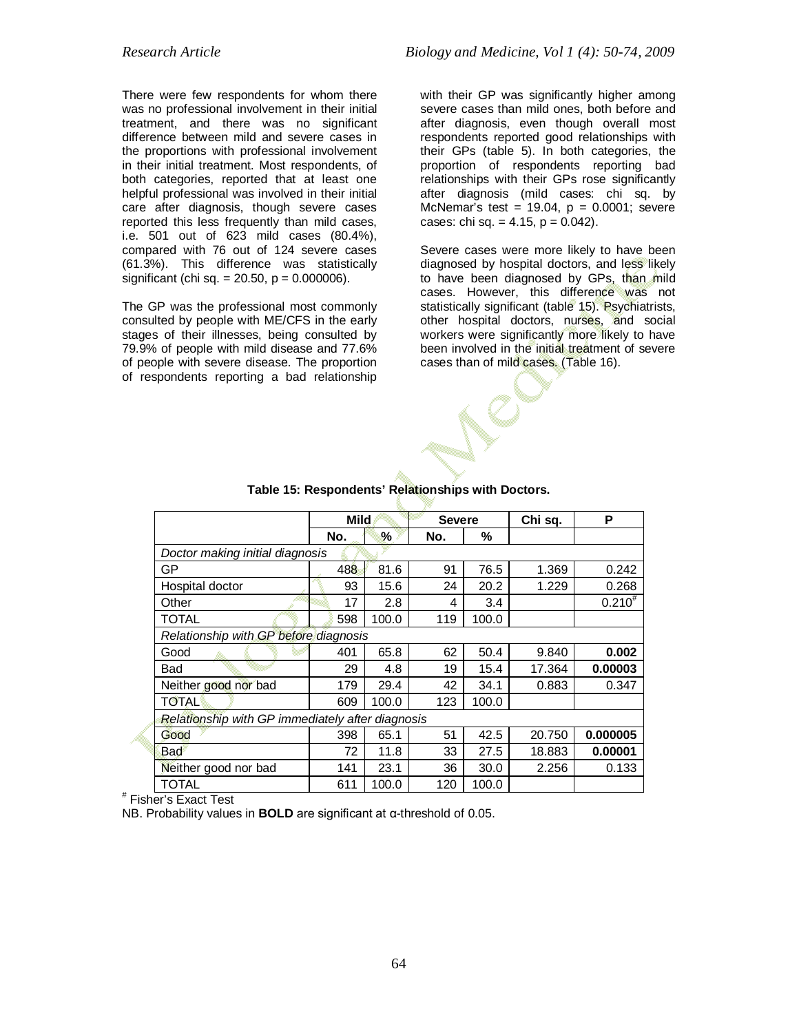There were few respondents for whom there was no professional involvement in their initial treatment, and there was no significant difference between mild and severe cases in the proportions with professional involvement in their initial treatment. Most respondents, of both categories, reported that at least one helpful professional was involved in their initial care after diagnosis, though severe cases reported this less frequently than mild cases, i.e. 501 out of 623 mild cases (80.4%), compared with 76 out of 124 severe cases (61.3%). This difference was statistically significant (chi sq. = 20.50, $p = 0.000006$).

The GP was the professional most commonly consulted by people with ME/CFS in the early stages of their illnesses, being consulted by 79.9% of people with mild disease and 77.6% of people with severe disease. The proportion of respondents reporting a bad relationship with their GP was significantly higher among severe cases than mild ones, both before and after diagnosis, even though overall most respondents reported good relationships with their GPs (table 5). In both categories, the proportion of respondents reporting bad relationships with their GPs rose significantly after diagnosis (mild cases: chi sq. by McNemar's test = 19.04, $p = 0.0001$; severe cases: chi sq. = 4.15, $p = 0.042$).

Severe cases were more likely to have been diagnosed by hospital doctors, and less likely to have been diagnosed by GPs, than mild cases. However, this difference was not statistically significant (table 15). Psychiatrists, other hospital doctors, nurses, and social workers were significantly more likely to have been involved in the initial treatment of severe cases than of mild cases. (Table 16).

**Table 15: Respondents' Relationships with Doctors.**

| | Mild | | Severe | | Chi sq. | P |
|---|---|---|---|---|---|---|
| | No. | % | No. | % | | |
| *Doctor making initial diagnosis* | | | | | | |
| GP | 488 | 81.6 | 91 | 76.5 | 1.369 | 0.242 |
| Hospital doctor | 93 | 15.6 | 24 | 20.2 | 1.229 | 0.268 |
| Other | 17 | 2.8 | 4 | 3.4 | | 0.210[#] |
| TOTAL | 598 | 100.0 | 119 | 100.0 | | |
| *Relationship with GP before diagnosis* | | | | | | |
| Good | 401 | 65.8 | 62 | 50.4 | 9.840 | **0.002** |
| Bad | 29 | 4.8 | 19 | 15.4 | 17.364 | **0.00003** |
| Neither good nor bad | 179 | 29.4 | 42 | 34.1 | 0.883 | 0.347 |
| TOTAL | 609 | 100.0 | 123 | 100.0 | | |
| *Relationship with GP immediately after diagnosis* | | | | | | |
| Good | 398 | 65.1 | 51 | 42.5 | 20.750 | **0.000005** |
| Bad | 72 | 11.8 | 33 | 27.5 | 18.883 | **0.00001** |
| Neither good nor bad | 141 | 23.1 | 36 | 30.0 | 2.256 | 0.133 |
| TOTAL | 611 | 100.0 | 120 | 100.0 | | |

[#] Fisher's Exact Test

NB. Probability values in **BOLD** are significant at α-threshold of 0.05.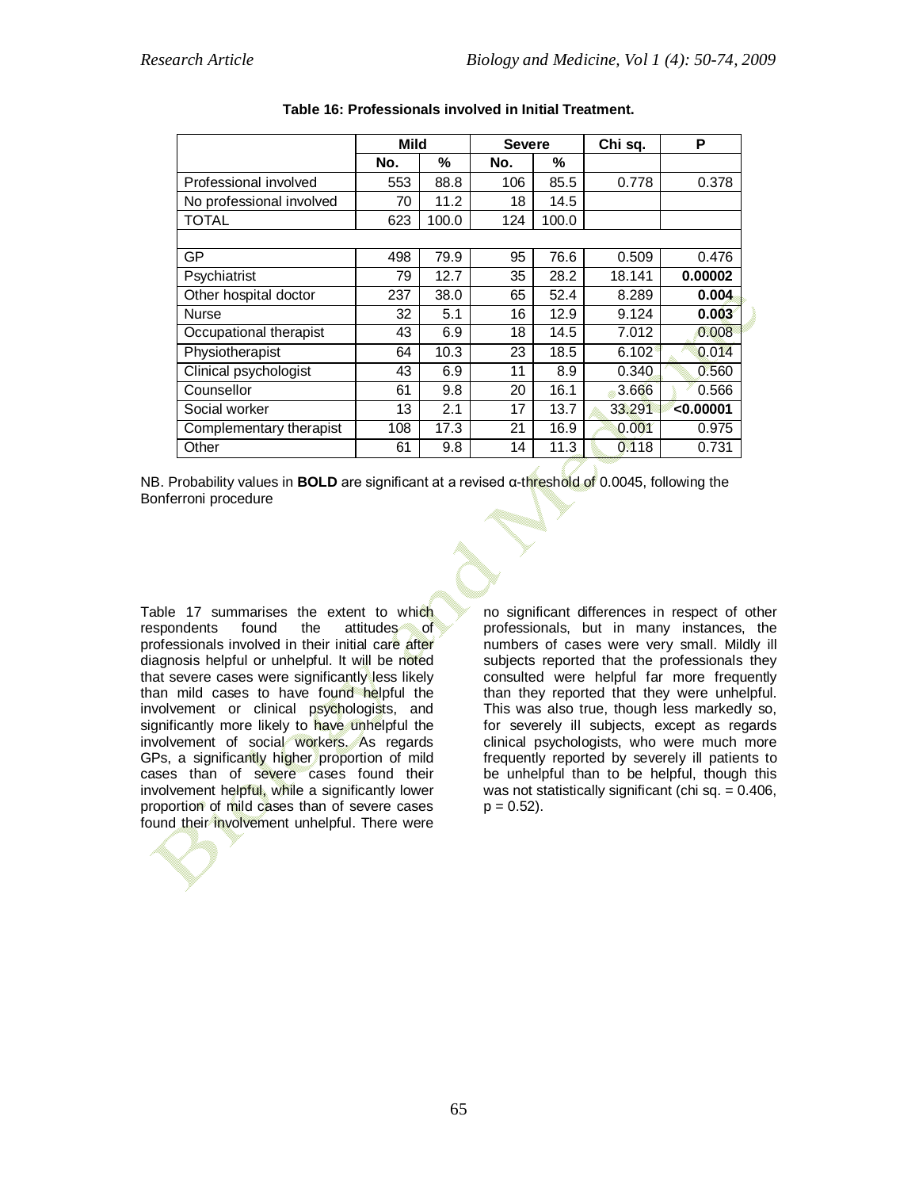**Table 16: Professionals involved in Initial Treatment.**

| | Mild | | Severe | | Chi sq. | P |
|---|---|---|---|---|---|---|
| | No. | % | No. | % | | |
| Professional involved | 553 | 88.8 | 106 | 85.5 | 0.778 | 0.378 |
| No professional involved | 70 | 11.2 | 18 | 14.5 | | |
| TOTAL | 623 | 100.0 | 124 | 100.0 | | |
| | | | | | | |
| GP | 498 | 79.9 | 95 | 76.6 | 0.509 | 0.476 |
| Psychiatrist | 79 | 12.7 | 35 | 28.2 | 18.141 | **0.00002** |
| Other hospital doctor | 237 | 38.0 | 65 | 52.4 | 8.289 | **0.004** |
| Nurse | 32 | 5.1 | 16 | 12.9 | 9.124 | **0.003** |
| Occupational therapist | 43 | 6.9 | 18 | 14.5 | 7.012 | 0.008 |
| Physiotherapist | 64 | 10.3 | 23 | 18.5 | 6.102 | 0.014 |
| Clinical psychologist | 43 | 6.9 | 11 | 8.9 | 0.340 | 0.560 |
| Counsellor | 61 | 9.8 | 20 | 16.1 | 3.666 | 0.566 |
| Social worker | 13 | 2.1 | 17 | 13.7 | 33.291 | **<0.00001** |
| Complementary therapist | 108 | 17.3 | 21 | 16.9 | 0.001 | 0.975 |
| Other | 61 | 9.8 | 14 | 11.3 | 0.118 | 0.731 |

NB. Probability values in **BOLD** are significant at a revised α-threshold of 0.0045, following the Bonferroni procedure

Table 17 summarises the extent to which respondents found the attitudes of professionals involved in their initial care after diagnosis helpful or unhelpful. It will be noted that severe cases were significantly less likely than mild cases to have found helpful the involvement or clinical psychologists, and significantly more likely to have unhelpful the involvement of social workers. As regards GPs, a significantly higher proportion of mild cases than of severe cases found their involvement helpful, while a significantly lower proportion of mild cases than of severe cases found their involvement unhelpful. There were no significant differences in respect of other professionals, but in many instances, the numbers of cases were very small. Mildly ill subjects reported that the professionals they consulted were helpful far more frequently than they reported that they were unhelpful. This was also true, though less markedly so, for severely ill subjects, except as regards clinical psychologists, who were much more frequently reported by severely ill patients to be unhelpful than to be helpful, though this was not statistically significant (chi sq. = 0.406, $p = 0.52$).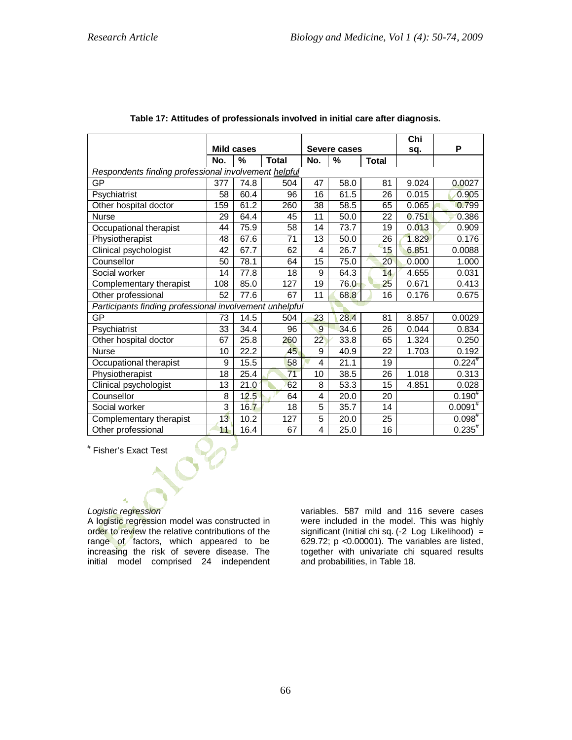**Table 17: Attitudes of professionals involved in initial care after diagnosis.**

| | Mild cases | | | Severe cases | | | Chi sq. | P |
|---|---|---|---|---|---|---|---|---|
| | No. | % | Total | No. | % | Total | | |
| *Respondents finding professional involvement helpful* | | | | | | | | |
| GP | 377 | 74.8 | 504 | 47 | 58.0 | 81 | 9.024 | 0.0027 |
| Psychiatrist | 58 | 60.4 | 96 | 16 | 61.5 | 26 | 0.015 | 0.905 |
| Other hospital doctor | 159 | 61.2 | 260 | 38 | 58.5 | 65 | 0.065 | 0.799 |
| Nurse | 29 | 64.4 | 45 | 11 | 50.0 | 22 | 0.751 | 0.386 |
| Occupational therapist | 44 | 75.9 | 58 | 14 | 73.7 | 19 | 0.013 | 0.909 |
| Physiotherapist | 48 | 67.6 | 71 | 13 | 50.0 | 26 | 1.829 | 0.176 |
| Clinical psychologist | 42 | 67.7 | 62 | 4 | 26.7 | 15 | 6.851 | 0.0088 |
| Counsellor | 50 | 78.1 | 64 | 15 | 75.0 | 20 | 0.000 | 1.000 |
| Social worker | 14 | 77.8 | 18 | 9 | 64.3 | 14 | 4.655 | 0.031 |
| Complementary therapist | 108 | 85.0 | 127 | 19 | 76.0 | 25 | 0.671 | 0.413 |
| Other professional | 52 | 77.6 | 67 | 11 | 68.8 | 16 | 0.176 | 0.675 |
| *Participants finding professional involvement unhelpful* | | | | | | | | |
| GP | 73 | 14.5 | 504 | 23 | 28.4 | 81 | 8.857 | 0.0029 |
| Psychiatrist | 33 | 34.4 | 96 | 9 | 34.6 | 26 | 0.044 | 0.834 |
| Other hospital doctor | 67 | 25.8 | 260 | 22 | 33.8 | 65 | 1.324 | 0.250 |
| Nurse | 10 | 22.2 | 45 | 9 | 40.9 | 22 | 1.703 | 0.192 |
| Occupational therapist | 9 | 15.5 | 58 | 4 | 21.1 | 19 | | 0.224# |
| Physiotherapist | 18 | 25.4 | 71 | 10 | 38.5 | 26 | 1.018 | 0.313 |
| Clinical psychologist | 13 | 21.0 | 62 | 8 | 53.3 | 15 | 4.851 | 0.028 |
| Counsellor | 8 | 12.5 | 64 | 4 | 20.0 | 20 | | 0.190# |
| Social worker | 3 | 16.7 | 18 | 5 | 35.7 | 14 | | 0.0091# |
| Complementary therapist | 13 | 10.2 | 127 | 5 | 20.0 | 25 | | 0.098# |
| Other professional | 11 | 16.4 | 67 | 4 | 25.0 | 16 | | 0.235# |

# Fisher's Exact Test

*Logistic regression*

A logistic regression model was constructed in order to review the relative contributions of the range of factors, which appeared to be increasing the risk of severe disease. The initial model comprised 24 independent variables. 587 mild and 116 severe cases were included in the model. This was highly significant (Initial chi sq. (-2 Log Likelihood) = 629.72; $p < 0.00001$). The variables are listed, together with univariate chi squared results and probabilities, in Table 18.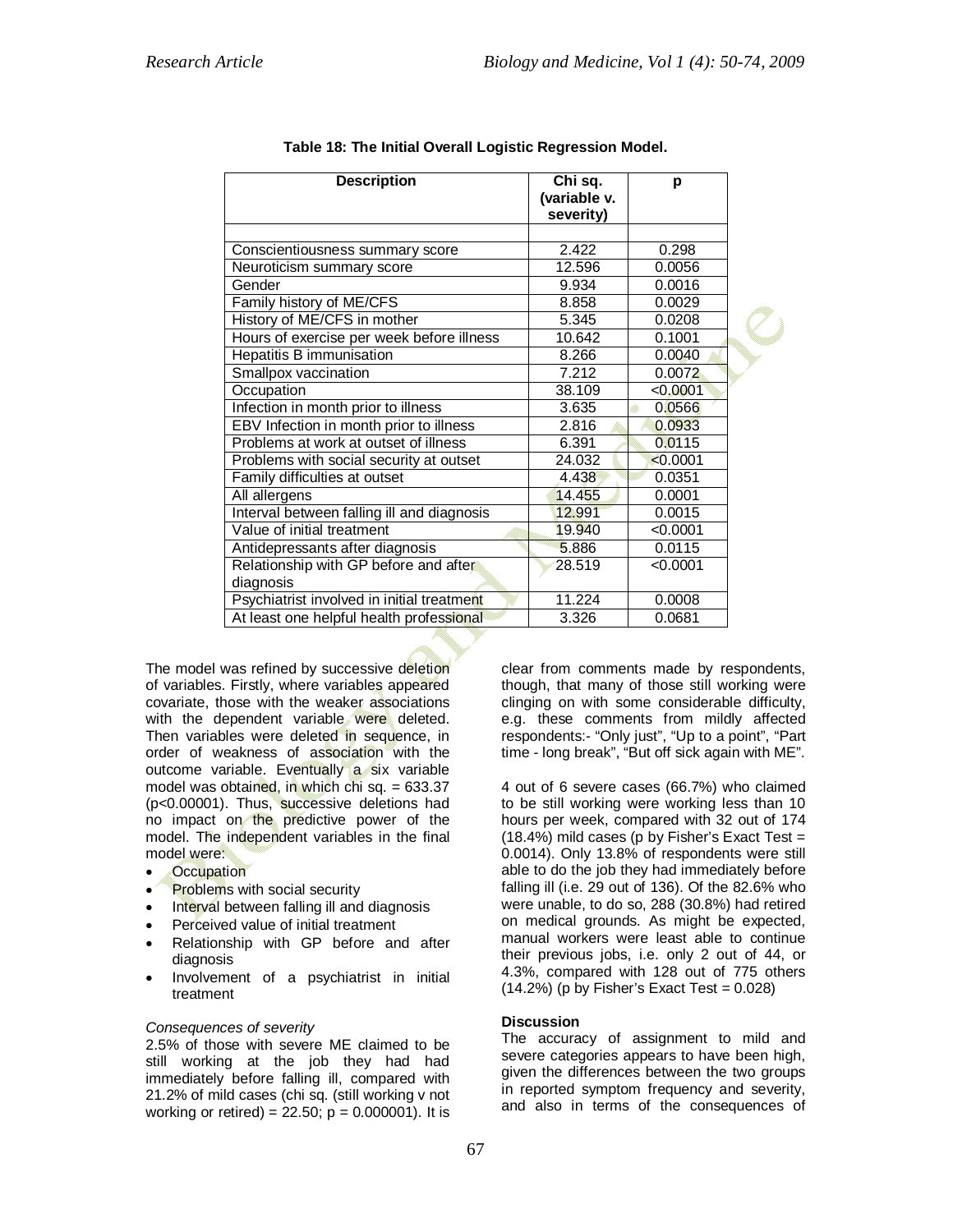**Table 18: The Initial Overall Logistic Regression Model.**

| Description | Chi sq. (variable v. severity) | p |
| --- | --- | --- |
| Conscientiousness summary score | 2.422 | 0.298 |
| Neuroticism summary score | 12.596 | 0.0056 |
| Gender | 9.934 | 0.0016 |
| Family history of ME/CFS | 8.858 | 0.0029 |
| History of ME/CFS in mother | 5.345 | 0.0208 |
| Hours of exercise per week before illness | 10.642 | 0.1001 |
| Hepatitis B immunisation | 8.266 | 0.0040 |
| Smallpox vaccination | 7.212 | 0.0072 |
| Occupation | 38.109 | <0.0001 |
| Infection in month prior to illness | 3.635 | 0.0566 |
| EBV Infection in month prior to illness | 2.816 | 0.0933 |
| Problems at work at outset of illness | 6.391 | 0.0115 |
| Problems with social security at outset | 24.032 | <0.0001 |
| Family difficulties at outset | 4.438 | 0.0351 |
| All allergens | 14.455 | 0.0001 |
| Interval between falling ill and diagnosis | 12.991 | 0.0015 |
| Value of initial treatment | 19.940 | <0.0001 |
| Antidepressants after diagnosis | 5.886 | 0.0115 |
| Relationship with GP before and after diagnosis | 28.519 | <0.0001 |
| Psychiatrist involved in initial treatment | 11.224 | 0.0008 |
| At least one helpful health professional | 3.326 | 0.0681 |

The model was refined by successive deletion of variables. Firstly, where variables appeared covariate, those with the weaker associations with the dependent variable were deleted. Then variables were deleted in sequence, in order of weakness of association with the outcome variable. Eventually a six variable model was obtained, in which chi sq. = 633.37 ($p<0.00001$). Thus, successive deletions had no impact on the predictive power of the model. The independent variables in the final model were:

- Occupation
- Problems with social security
- Interval between falling ill and diagnosis
- Perceived value of initial treatment
- Relationship with GP before and after diagnosis
- Involvement of a psychiatrist in initial treatment

*Consequences of severity*

2.5% of those with severe ME claimed to be still working at the job they had had immediately before falling ill, compared with 21.2% of mild cases (chi sq. (still working v not working or retired) = 22.50; $p = 0.000001$). It is clear from comments made by respondents, though, that many of those still working were clinging on with some considerable difficulty, e.g. these comments from mildly affected respondents:- "Only just", "Up to a point", "Part time - long break", "But off sick again with ME".

4 out of 6 severe cases (66.7%) who claimed to be still working were working less than 10 hours per week, compared with 32 out of 174 (18.4%) mild cases (p by Fisher's Exact Test = 0.0014). Only 13.8% of respondents were still able to do the job they had immediately before falling ill (i.e. 29 out of 136). Of the 82.6% who were unable, to do so, 288 (30.8%) had retired on medical grounds. As might be expected, manual workers were least able to continue their previous jobs, i.e. only 2 out of 44, or 4.3%, compared with 128 out of 775 others (14.2%) (p by Fisher's Exact Test = 0.028)

**Discussion**

The accuracy of assignment to mild and severe categories appears to have been high, given the differences between the two groups in reported symptom frequency and severity, and also in terms of the consequences of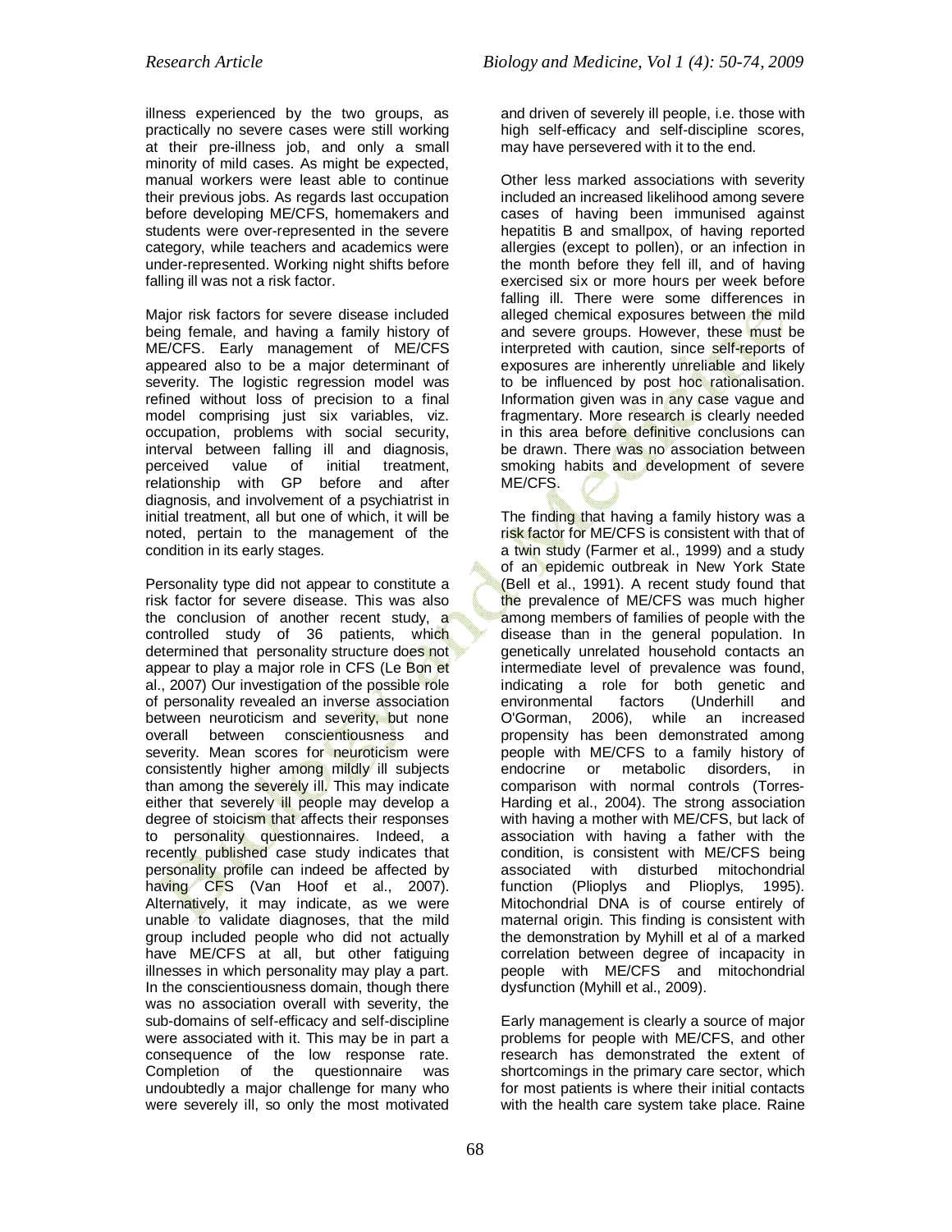illness experienced by the two groups, as practically no severe cases were still working at their pre-illness job, and only a small minority of mild cases. As might be expected, manual workers were least able to continue their previous jobs. As regards last occupation before developing ME/CFS, homemakers and students were over-represented in the severe category, while teachers and academics were under-represented. Working night shifts before falling ill was not a risk factor.

Major risk factors for severe disease included being female, and having a family history of ME/CFS. Early management of ME/CFS appeared also to be a major determinant of severity. The logistic regression model was refined without loss of precision to a final model comprising just six variables, viz. occupation, problems with social security, interval between falling ill and diagnosis, perceived value of initial treatment, relationship with GP before and after diagnosis, and involvement of a psychiatrist in initial treatment, all but one of which, it will be noted, pertain to the management of the condition in its early stages.

Personality type did not appear to constitute a risk factor for severe disease. This was also the conclusion of another recent study, a controlled study of 36 patients, which determined that personality structure does not appear to play a major role in CFS (Le Bon et al., 2007) Our investigation of the possible role of personality revealed an inverse association between neuroticism and severity, but none overall between conscientiousness and severity. Mean scores for neuroticism were consistently higher among mildly ill subjects than among the severely ill. This may indicate either that severely ill people may develop a degree of stoicism that affects their responses to personality questionnaires. Indeed, a recently published case study indicates that personality profile can indeed be affected by having CFS (Van Hoof et al., 2007). Alternatively, it may indicate, as we were unable to validate diagnoses, that the mild group included people who did not actually have ME/CFS at all, but other fatiguing illnesses in which personality may play a part. In the conscientiousness domain, though there was no association overall with severity, the sub-domains of self-efficacy and self-discipline were associated with it. This may be in part a consequence of the low response rate. Completion of the questionnaire was undoubtedly a major challenge for many who were severely ill, so only the most motivated and driven of severely ill people, i.e. those with high self-efficacy and self-discipline scores, may have persevered with it to the end.

Other less marked associations with severity included an increased likelihood among severe cases of having been immunised against hepatitis B and smallpox, of having reported allergies (except to pollen), or an infection in the month before they fell ill, and of having exercised six or more hours per week before falling ill. There were some differences in alleged chemical exposures between the mild and severe groups. However, these must be interpreted with caution, since self-reports of exposures are inherently unreliable and likely to be influenced by post hoc rationalisation. Information given was in any case vague and fragmentary. More research is clearly needed in this area before definitive conclusions can be drawn. There was no association between smoking habits and development of severe ME/CFS.

The finding that having a family history was a risk factor for ME/CFS is consistent with that of a twin study (Farmer et al., 1999) and a study of an epidemic outbreak in New York State (Bell et al., 1991). A recent study found that the prevalence of ME/CFS was much higher among members of families of people with the disease than in the general population. In genetically unrelated household contacts an intermediate level of prevalence was found, indicating a role for both genetic and environmental factors (Underhill and O'Gorman, 2006), while an increased propensity has been demonstrated among people with ME/CFS to a family history of endocrine or metabolic disorders, in comparison with normal controls (Torres-Harding et al., 2004). The strong association with having a mother with ME/CFS, but lack of association with having a father with the condition, is consistent with ME/CFS being associated with disturbed mitochondrial function (Plioplys and Plioplys, 1995). Mitochondrial DNA is of course entirely of maternal origin. This finding is consistent with the demonstration by Myhill et al of a marked correlation between degree of incapacity in people with ME/CFS and mitochondrial dysfunction (Myhill et al., 2009).

Early management is clearly a source of major problems for people with ME/CFS, and other research has demonstrated the extent of shortcomings in the primary care sector, which for most patients is where their initial contacts with the health care system take place. Raine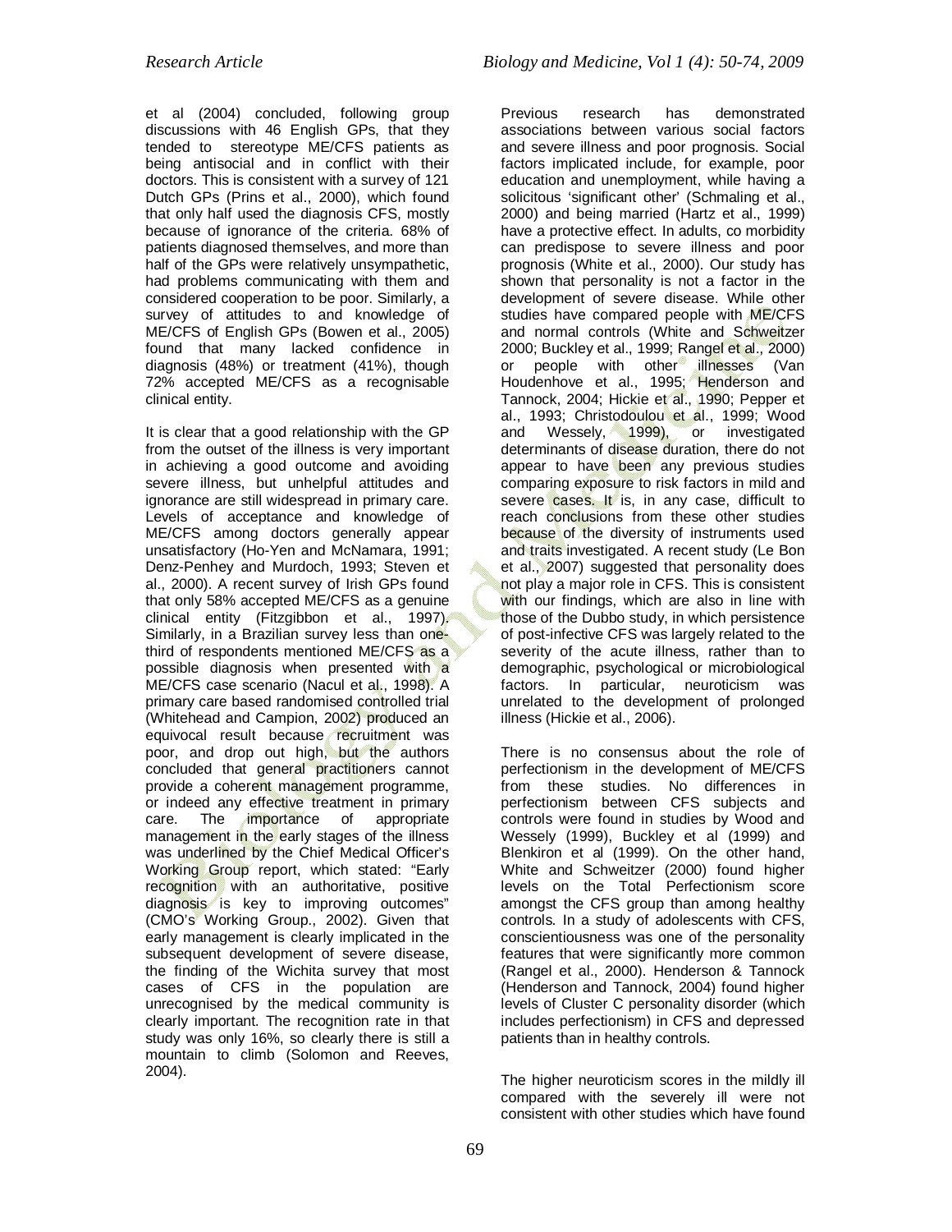et al (2004) concluded, following group discussions with 46 English GPs, that they tended to stereotype ME/CFS patients as being antisocial and in conflict with their doctors. This is consistent with a survey of 121 Dutch GPs (Prins et al., 2000), which found that only half used the diagnosis CFS, mostly because of ignorance of the criteria. 68% of patients diagnosed themselves, and more than half of the GPs were relatively unsympathetic, had problems communicating with them and considered cooperation to be poor. Similarly, a survey of attitudes to and knowledge of ME/CFS of English GPs (Bowen et al., 2005) found that many lacked confidence in diagnosis (48%) or treatment (41%), though 72% accepted ME/CFS as a recognisable clinical entity.

It is clear that a good relationship with the GP from the outset of the illness is very important in achieving a good outcome and avoiding severe illness, but unhelpful attitudes and ignorance are still widespread in primary care. Levels of acceptance and knowledge of ME/CFS among doctors generally appear unsatisfactory (Ho-Yen and McNamara, 1991; Denz-Penhey and Murdoch, 1993; Steven et al., 2000). A recent survey of Irish GPs found that only 58% accepted ME/CFS as a genuine clinical entity (Fitzgibbon et al., 1997). Similarly, in a Brazilian survey less than one-third of respondents mentioned ME/CFS as a possible diagnosis when presented with a ME/CFS case scenario (Nacul et al., 1998). A primary care based randomised controlled trial (Whitehead and Campion, 2002) produced an equivocal result because recruitment was poor, and drop out high, but the authors concluded that general practitioners cannot provide a coherent management programme, or indeed any effective treatment in primary care. The importance of appropriate management in the early stages of the illness was underlined by the Chief Medical Officer's Working Group report, which stated: "Early recognition with an authoritative, positive diagnosis is key to improving outcomes" (CMO's Working Group., 2002). Given that early management is clearly implicated in the subsequent development of severe disease, the finding of the Wichita survey that most cases of CFS in the population are unrecognised by the medical community is clearly important. The recognition rate in that study was only 16%, so clearly there is still a mountain to climb (Solomon and Reeves, 2004).

Previous research has demonstrated associations between various social factors and severe illness and poor prognosis. Social factors implicated include, for example, poor education and unemployment, while having a solicitous 'significant other' (Schmaling et al., 2000) and being married (Hartz et al., 1999) have a protective effect. In adults, co morbidity can predispose to severe illness and poor prognosis (White et al., 2000). Our study has shown that personality is not a factor in the development of severe disease. While other studies have compared people with ME/CFS and normal controls (White and Schweitzer 2000; Buckley et al., 1999; Rangel et al., 2000) or people with other illnesses (Van Houdenhove et al., 1995; Henderson and Tannock, 2004; Hickie et al., 1990; Pepper et al., 1993; Christodoulou et al., 1999; Wood and Wessely, 1999), or investigated determinants of disease duration, there do not appear to have been any previous studies comparing exposure to risk factors in mild and severe cases. It is, in any case, difficult to reach conclusions from these other studies because of the diversity of instruments used and traits investigated. A recent study (Le Bon et al., 2007) suggested that personality does not play a major role in CFS. This is consistent with our findings, which are also in line with those of the Dubbo study, in which persistence of post-infective CFS was largely related to the severity of the acute illness, rather than to demographic, psychological or microbiological factors. In particular, neuroticism was unrelated to the development of prolonged illness (Hickie et al., 2006).

There is no consensus about the role of perfectionism in the development of ME/CFS from these studies. No differences in perfectionism between CFS subjects and controls were found in studies by Wood and Wessely (1999), Buckley et al (1999) and Blenkiron et al (1999). On the other hand, White and Schweitzer (2000) found higher levels on the Total Perfectionism score amongst the CFS group than among healthy controls. In a study of adolescents with CFS, conscientiousness was one of the personality features that were significantly more common (Rangel et al., 2000). Henderson & Tannock (Henderson and Tannock, 2004) found higher levels of Cluster C personality disorder (which includes perfectionism) in CFS and depressed patients than in healthy controls.

The higher neuroticism scores in the mildly ill compared with the severely ill were not consistent with other studies which have found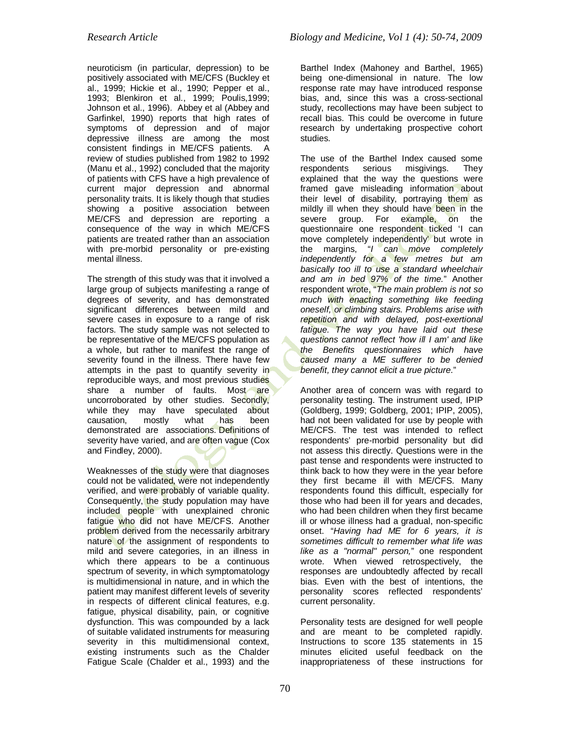neuroticism (in particular, depression) to be positively associated with ME/CFS (Buckley et al., 1999; Hickie et al., 1990; Pepper et al., 1993; Blenkiron et al., 1999; Poulis,1999; Johnson et al., 1996). Abbey et al (Abbey and Garfinkel, 1990) reports that high rates of symptoms of depression and of major depressive illness are among the most consistent findings in ME/CFS patients. A review of studies published from 1982 to 1992 (Manu et al., 1992) concluded that the majority of patients with CFS have a high prevalence of current major depression and abnormal personality traits. It is likely though that studies showing a positive association between ME/CFS and depression are reporting a consequence of the way in which ME/CFS patients are treated rather than an association with pre-morbid personality or pre-existing mental illness.

The strength of this study was that it involved a large group of subjects manifesting a range of degrees of severity, and has demonstrated significant differences between mild and severe cases in exposure to a range of risk factors. The study sample was not selected to be representative of the ME/CFS population as a whole, but rather to manifest the range of severity found in the illness. There have few attempts in the past to quantify severity in reproducible ways, and most previous studies share a number of faults. Most are uncorroborated by other studies. Secondly, while they may have speculated about causation, mostly what has been demonstrated are associations. Definitions of severity have varied, and are often vague (Cox and Findley, 2000).

Weaknesses of the study were that diagnoses could not be validated, were not independently verified, and were probably of variable quality. Consequently, the study population may have included people with unexplained chronic fatigue who did not have ME/CFS. Another problem derived from the necessarily arbitrary nature of the assignment of respondents to mild and severe categories, in an illness in which there appears to be a continuous spectrum of severity, in which symptomatology is multidimensional in nature, and in which the patient may manifest different levels of severity in respects of different clinical features, e.g. fatigue, physical disability, pain, or cognitive dysfunction. This was compounded by a lack of suitable validated instruments for measuring severity in this multidimensional context, existing instruments such as the Chalder Fatigue Scale (Chalder et al., 1993) and the Barthel Index (Mahoney and Barthel, 1965) being one-dimensional in nature. The low response rate may have introduced response bias, and, since this was a cross-sectional study, recollections may have been subject to recall bias. This could be overcome in future research by undertaking prospective cohort studies.

The use of the Barthel Index caused some respondents serious misgivings. They explained that the way the questions were framed gave misleading information about their level of disability, portraying them as mildly ill when they should have been in the severe group. For example, on the questionnaire one respondent ticked 'I can move completely independently' but wrote in the margins, "*I can move completely independently for a few metres but am basically too ill to use a standard wheelchair and am in bed 97% of the time.*" Another respondent wrote, "*The main problem is not so much with enacting something like feeding oneself, or climbing stairs. Problems arise with repetition and with delayed, post-exertional fatigue. The way you have laid out these questions cannot reflect 'how ill I am' and like the Benefits questionnaires which have caused many a ME sufferer to be denied benefit, they cannot elicit a true picture*."

Another area of concern was with regard to personality testing. The instrument used, IPIP (Goldberg, 1999; Goldberg, 2001; IPIP, 2005), had not been validated for use by people with ME/CFS. The test was intended to reflect respondents' pre-morbid personality but did not assess this directly. Questions were in the past tense and respondents were instructed to think back to how they were in the year before they first became ill with ME/CFS. Many respondents found this difficult, especially for those who had been ill for years and decades, who had been children when they first became ill or whose illness had a gradual, non-specific onset. "*Having had ME for 6 years, it is sometimes difficult to remember what life was like as a "normal" person,*" one respondent wrote. When viewed retrospectively, the responses are undoubtedly affected by recall bias. Even with the best of intentions, the personality scores reflected respondents' current personality.

Personality tests are designed for well people and are meant to be completed rapidly. Instructions to score 135 statements in 15 minutes elicited useful feedback on the inappropriateness of these instructions for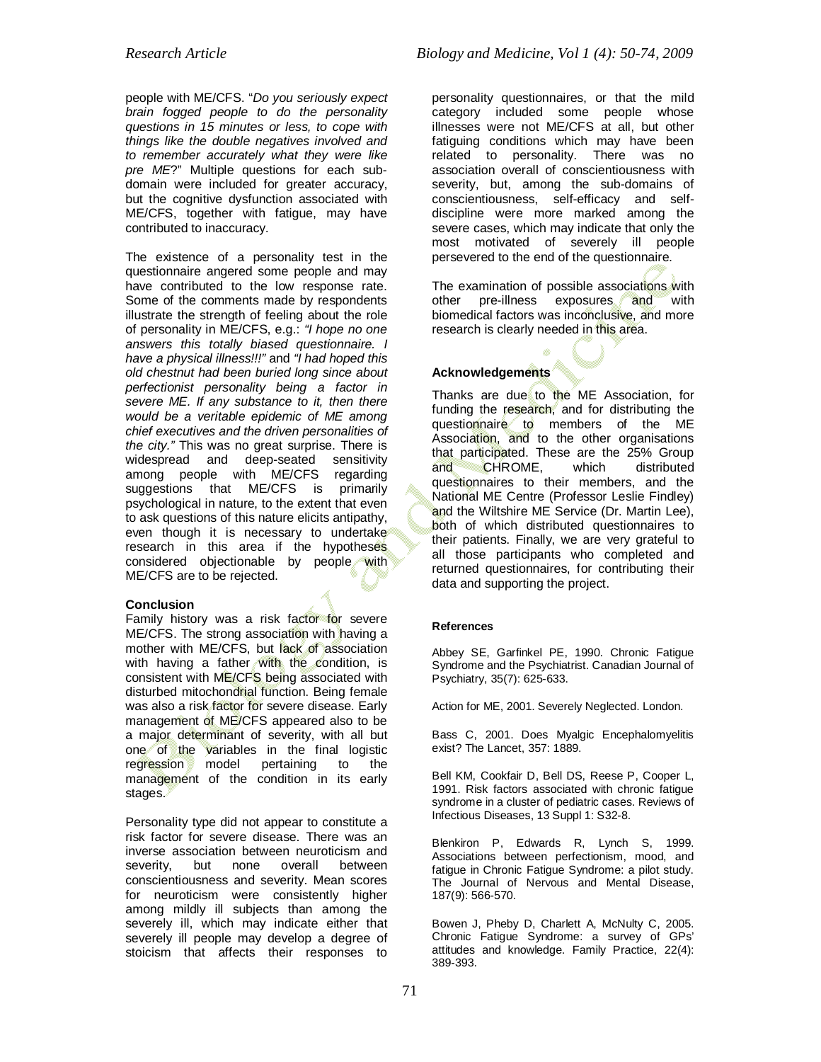people with ME/CFS. "*Do you seriously expect brain fogged people to do the personality questions in 15 minutes or less, to cope with things like the double negatives involved and to remember accurately what they were like pre ME*?" Multiple questions for each sub-domain were included for greater accuracy, but the cognitive dysfunction associated with ME/CFS, together with fatigue, may have contributed to inaccuracy.

The existence of a personality test in the questionnaire angered some people and may have contributed to the low response rate. Some of the comments made by respondents illustrate the strength of feeling about the role of personality in ME/CFS, e.g.: *"I hope no one answers this totally biased questionnaire. I have a physical illness!!!"* and *"I had hoped this old chestnut had been buried long since about perfectionist personality being a factor in severe ME. If any substance to it, then there would be a veritable epidemic of ME among chief executives and the driven personalities of the city."* This was no great surprise. There is widespread and deep-seated sensitivity among people with ME/CFS regarding suggestions that ME/CFS is primarily psychological in nature, to the extent that even to ask questions of this nature elicits antipathy, even though it is necessary to undertake research in this area if the hypotheses considered objectionable by people with ME/CFS are to be rejected.

## Conclusion

Family history was a risk factor for severe ME/CFS. The strong association with having a mother with ME/CFS, but lack of association with having a father with the condition, is consistent with ME/CFS being associated with disturbed mitochondrial function. Being female was also a risk factor for severe disease. Early management of ME/CFS appeared also to be a major determinant of severity, with all but one of the variables in the final logistic regression model pertaining to the management of the condition in its early stages.

Personality type did not appear to constitute a risk factor for severe disease. There was an inverse association between neuroticism and severity, but none overall between conscientiousness and severity. Mean scores for neuroticism were consistently higher among mildly ill subjects than among the severely ill, which may indicate either that severely ill people may develop a degree of stoicism that affects their responses to personality questionnaires, or that the mild category included some people whose illnesses were not ME/CFS at all, but other fatiguing conditions which may have been related to personality. There was no association overall of conscientiousness with severity, but, among the sub-domains of conscientiousness, self-efficacy and self-discipline were more marked among the severe cases, which may indicate that only the most motivated of severely ill people persevered to the end of the questionnaire.

The examination of possible associations with other pre-illness exposures and with biomedical factors was inconclusive, and more research is clearly needed in this area.

## Acknowledgements

Thanks are due to the ME Association, for funding the research, and for distributing the questionnaire to members of the ME Association, and to the other organisations that participated. These are the 25% Group and CHROME, which distributed questionnaires to their members, and the National ME Centre (Professor Leslie Findley) and the Wiltshire ME Service (Dr. Martin Lee), both of which distributed questionnaires to their patients. Finally, we are very grateful to all those participants who completed and returned questionnaires, for contributing their data and supporting the project.

## References

Abbey SE, Garfinkel PE, 1990. Chronic Fatigue Syndrome and the Psychiatrist. Canadian Journal of Psychiatry, 35(7): 625-633.

Action for ME, 2001. Severely Neglected. London.

Bass C, 2001. Does Myalgic Encephalomyelitis exist? The Lancet, 357: 1889.

Bell KM, Cookfair D, Bell DS, Reese P, Cooper L, 1991. Risk factors associated with chronic fatigue syndrome in a cluster of pediatric cases. Reviews of Infectious Diseases, 13 Suppl 1: S32-8.

Blenkiron P, Edwards R, Lynch S, 1999. Associations between perfectionism, mood, and fatigue in Chronic Fatigue Syndrome: a pilot study. The Journal of Nervous and Mental Disease, 187(9): 566-570.

Bowen J, Pheby D, Charlett A, McNulty C, 2005. Chronic Fatigue Syndrome: a survey of GPs' attitudes and knowledge. Family Practice, 22(4): 389-393.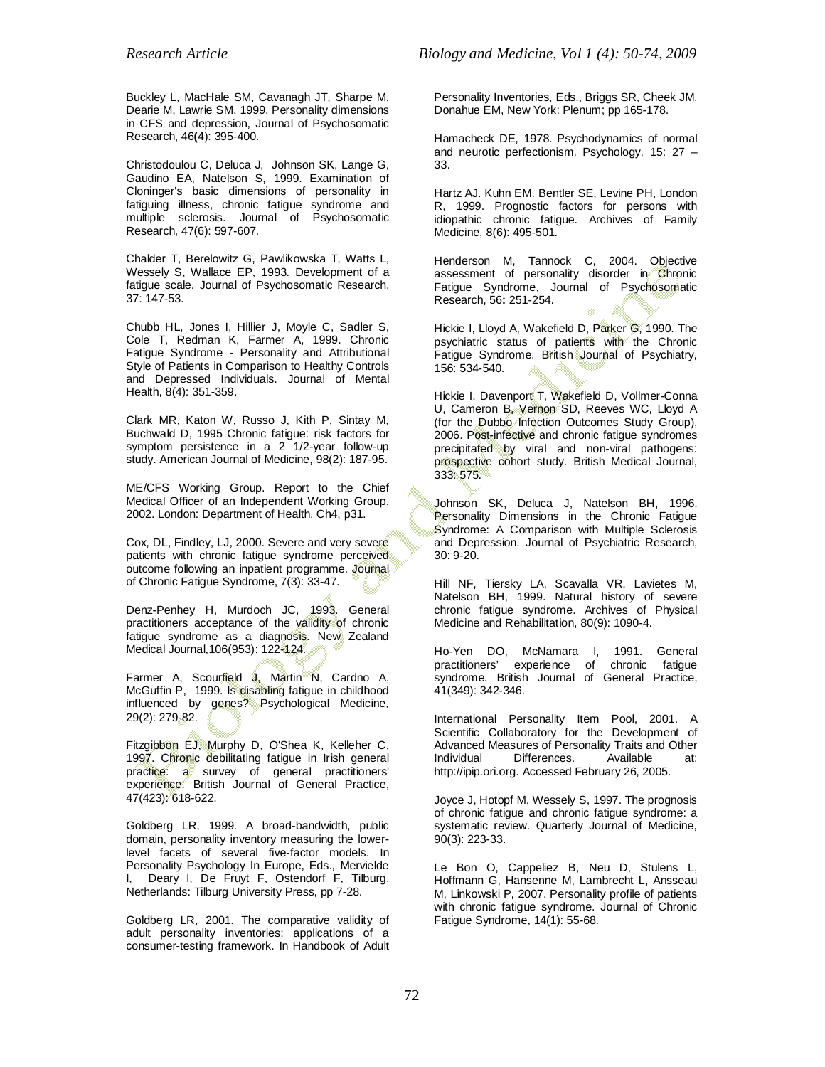Buckley L, MacHale SM, Cavanagh JT, Sharpe M, Dearie M, Lawrie SM, 1999. Personality dimensions in CFS and depression, Journal of Psychosomatic Research, 46**(**4): 395-400.

Christodoulou C, Deluca J, Johnson SK, Lange G, Gaudino EA, Natelson S, 1999. Examination of Cloninger's basic dimensions of personality in fatiguing illness, chronic fatigue syndrome and multiple sclerosis. Journal of Psychosomatic Research, 47(6): 597-607.

Chalder T, Berelowitz G, Pawlikowska T, Watts L, Wessely S, Wallace EP, 1993. Development of a fatigue scale. Journal of Psychosomatic Research, 37: 147-53.

Chubb HL, Jones I, Hillier J, Moyle C, Sadler S, Cole T, Redman K, Farmer A, 1999. Chronic Fatigue Syndrome - Personality and Attributional Style of Patients in Comparison to Healthy Controls and Depressed Individuals. Journal of Mental Health, 8(4): 351-359.

Clark MR, Katon W, Russo J, Kith P, Sintay M, Buchwald D, 1995 Chronic fatigue: risk factors for symptom persistence in a 2 1/2-year follow-up study. American Journal of Medicine, 98(2): 187-95.

ME/CFS Working Group. Report to the Chief Medical Officer of an Independent Working Group, 2002. London: Department of Health. Ch4, p31.

Cox, DL, Findley, LJ, 2000. Severe and very severe patients with chronic fatigue syndrome perceived outcome following an inpatient programme. Journal of Chronic Fatigue Syndrome, 7(3): 33-47.

Denz-Penhey H, Murdoch JC, 1993. General practitioners acceptance of the validity of chronic fatigue syndrome as a diagnosis. New Zealand Medical Journal,106(953): 122-124.

Farmer A, Scourfield J, Martin N, Cardno A, McGuffin P, 1999. Is disabling fatigue in childhood influenced by genes? Psychological Medicine, 29(2): 279-82.

Fitzgibbon EJ, Murphy D, O'Shea K, Kelleher C, 1997. Chronic debilitating fatigue in Irish general practice: a survey of general practitioners' experience. British Journal of General Practice, 47(423): 618-622.

Goldberg LR, 1999. A broad-bandwidth, public domain, personality inventory measuring the lower-level facets of several five-factor models. In Personality Psychology In Europe, Eds., Mervielde I, Deary I, De Fruyt F, Ostendorf F, Tilburg, Netherlands: Tilburg University Press, pp 7-28.

Goldberg LR, 2001. The comparative validity of adult personality inventories: applications of a consumer-testing framework. In Handbook of Adult Personality Inventories, Eds., Briggs SR, Cheek JM, Donahue EM, New York: Plenum; pp 165-178.

Hamacheck DE, 1978. Psychodynamics of normal and neurotic perfectionism. Psychology, 15: 27 – 33.

Hartz AJ. Kuhn EM. Bentler SE, Levine PH, London R, 1999. Prognostic factors for persons with idiopathic chronic fatigue. Archives of Family Medicine, 8(6): 495-501.

Henderson M, Tannock C, 2004. Objective assessment of personality disorder in Chronic Fatigue Syndrome, Journal of Psychosomatic Research, 56**:** 251-254.

Hickie I, Lloyd A, Wakefield D, Parker G, 1990. The psychiatric status of patients with the Chronic Fatigue Syndrome. British Journal of Psychiatry, 156: 534-540.

Hickie I, Davenport T, Wakefield D, Vollmer-Conna U, Cameron B, Vernon SD, Reeves WC, Lloyd A (for the Dubbo Infection Outcomes Study Group), 2006. Post-infective and chronic fatigue syndromes precipitated by viral and non-viral pathogens: prospective cohort study. British Medical Journal, 333: 575.

Johnson SK, Deluca J, Natelson BH, 1996. Personality Dimensions in the Chronic Fatigue Syndrome: A Comparison with Multiple Sclerosis and Depression. Journal of Psychiatric Research, 30: 9-20.

Hill NF, Tiersky LA, Scavalla VR, Lavietes M, Natelson BH, 1999. Natural history of severe chronic fatigue syndrome. Archives of Physical Medicine and Rehabilitation, 80(9): 1090-4.

Ho-Yen DO, McNamara I, 1991. General practitioners' experience of chronic fatigue syndrome. British Journal of General Practice, 41(349): 342-346.

International Personality Item Pool, 2001. A Scientific Collaboratory for the Development of Advanced Measures of Personality Traits and Other Individual Differences. Available at: http://ipip.ori.org. Accessed February 26, 2005.

Joyce J, Hotopf M, Wessely S, 1997. The prognosis of chronic fatigue and chronic fatigue syndrome: a systematic review. Quarterly Journal of Medicine, 90(3): 223-33.

Le Bon O, Cappeliez B, Neu D, Stulens L, Hoffmann G, Hansenne M, Lambrecht L, Ansseau M, Linkowski P, 2007. Personality profile of patients with chronic fatigue syndrome. Journal of Chronic Fatigue Syndrome, 14(1): 55-68.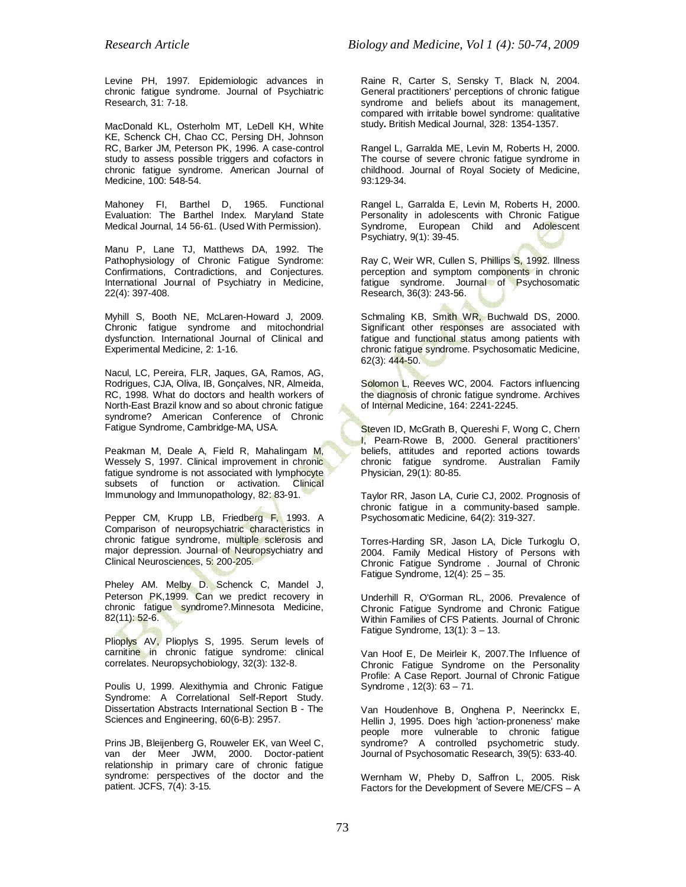Levine PH, 1997. Epidemiologic advances in chronic fatigue syndrome. Journal of Psychiatric Research, 31: 7-18.

MacDonald KL, Osterholm MT, LeDell KH, White KE, Schenck CH, Chao CC, Persing DH, Johnson RC, Barker JM, Peterson PK, 1996. A case-control study to assess possible triggers and cofactors in chronic fatigue syndrome. American Journal of Medicine, 100: 548-54.

Mahoney FI, Barthel D, 1965. Functional Evaluation: The Barthel Index. Maryland State Medical Journal, 14 56-61. (Used With Permission).

Manu P, Lane TJ, Matthews DA, 1992. The Pathophysiology of Chronic Fatigue Syndrome: Confirmations, Contradictions, and Conjectures. International Journal of Psychiatry in Medicine, 22(4): 397-408.

Myhill S, Booth NE, McLaren-Howard J, 2009. Chronic fatigue syndrome and mitochondrial dysfunction. International Journal of Clinical and Experimental Medicine, 2: 1-16.

Nacul, LC, Pereira, FLR, Jaques, GA, Ramos, AG, Rodrigues, CJA, Oliva, IB, Gonçalves, NR, Almeida, RC, 1998. What do doctors and health workers of North-East Brazil know and so about chronic fatigue syndrome? American Conference of Chronic Fatigue Syndrome, Cambridge-MA, USA.

Peakman M, Deale A, Field R, Mahalingam M, Wessely S, 1997. Clinical improvement in chronic fatigue syndrome is not associated with lymphocyte subsets of function or activation. Clinical Immunology and Immunopathology, 82: 83-91.

Pepper CM, Krupp LB, Friedberg F, 1993. A Comparison of neuropsychiatric characteristics in chronic fatigue syndrome, multiple sclerosis and major depression. Journal of Neuropsychiatry and Clinical Neurosciences, 5: 200-205.

Pheley AM. Melby D. Schenck C, Mandel J, Peterson PK,1999. Can we predict recovery in chronic fatigue syndrome?.Minnesota Medicine, 82(11): 52-6.

Plioplys AV, Plioplys S, 1995. Serum levels of carnitine in chronic fatigue syndrome: clinical correlates. Neuropsychobiology, 32(3): 132-8.

Poulis U, 1999. Alexithymia and Chronic Fatigue Syndrome: A Correlational Self-Report Study. Dissertation Abstracts International Section B - The Sciences and Engineering, 60(6-B): 2957.

Prins JB, Bleijenberg G, Rouweler EK, van Weel C, van der Meer JWM, 2000. Doctor-patient relationship in primary care of chronic fatigue syndrome: perspectives of the doctor and the patient. JCFS, 7(4): 3-15.

Raine R, Carter S, Sensky T, Black N, 2004. General practitioners' perceptions of chronic fatigue syndrome and beliefs about its management, compared with irritable bowel syndrome: qualitative study. British Medical Journal, 328: 1354-1357.

Rangel L, Garralda ME, Levin M, Roberts H, 2000. The course of severe chronic fatigue syndrome in childhood. Journal of Royal Society of Medicine, 93:129-34.

Rangel L, Garralda E, Levin M, Roberts H, 2000. Personality in adolescents with Chronic Fatigue Syndrome, European Child and Adolescent Psychiatry, 9(1): 39-45.

Ray C, Weir WR, Cullen S, Phillips S, 1992. Illness perception and symptom components in chronic fatigue syndrome. Journal of Psychosomatic Research, 36(3): 243-56.

Schmaling KB, Smith WR, Buchwald DS, 2000. Significant other responses are associated with fatigue and functional status among patients with chronic fatigue syndrome. Psychosomatic Medicine, 62(3): 444-50.

Solomon L, Reeves WC, 2004. Factors influencing the diagnosis of chronic fatigue syndrome. Archives of Internal Medicine, 164: 2241-2245.

Steven ID, McGrath B, Quereshi F, Wong C, Chern I, Pearn-Rowe B, 2000. General practitioners' beliefs, attitudes and reported actions towards chronic fatigue syndrome. Australian Family Physician, 29(1): 80-85.

Taylor RR, Jason LA, Curie CJ, 2002. Prognosis of chronic fatigue in a community-based sample. Psychosomatic Medicine, 64(2): 319-327.

Torres-Harding SR, Jason LA, Dicle Turkoglu O, 2004. Family Medical History of Persons with Chronic Fatigue Syndrome . Journal of Chronic Fatigue Syndrome, 12(4): 25 – 35.

Underhill R, O'Gorman RL, 2006. Prevalence of Chronic Fatigue Syndrome and Chronic Fatigue Within Families of CFS Patients. Journal of Chronic Fatigue Syndrome, 13(1): 3 – 13.

Van Hoof E, De Meirleir K, 2007.The Influence of Chronic Fatigue Syndrome on the Personality Profile: A Case Report. Journal of Chronic Fatigue Syndrome , 12(3): 63 – 71.

Van Houdenhove B, Onghena P, Neerinckx E, Hellin J, 1995. Does high 'action-proneness' make people more vulnerable to chronic fatigue syndrome? A controlled psychometric study. Journal of Psychosomatic Research, 39(5): 633-40.

Wernham W, Pheby D, Saffron L, 2005. Risk Factors for the Development of Severe ME/CFS – A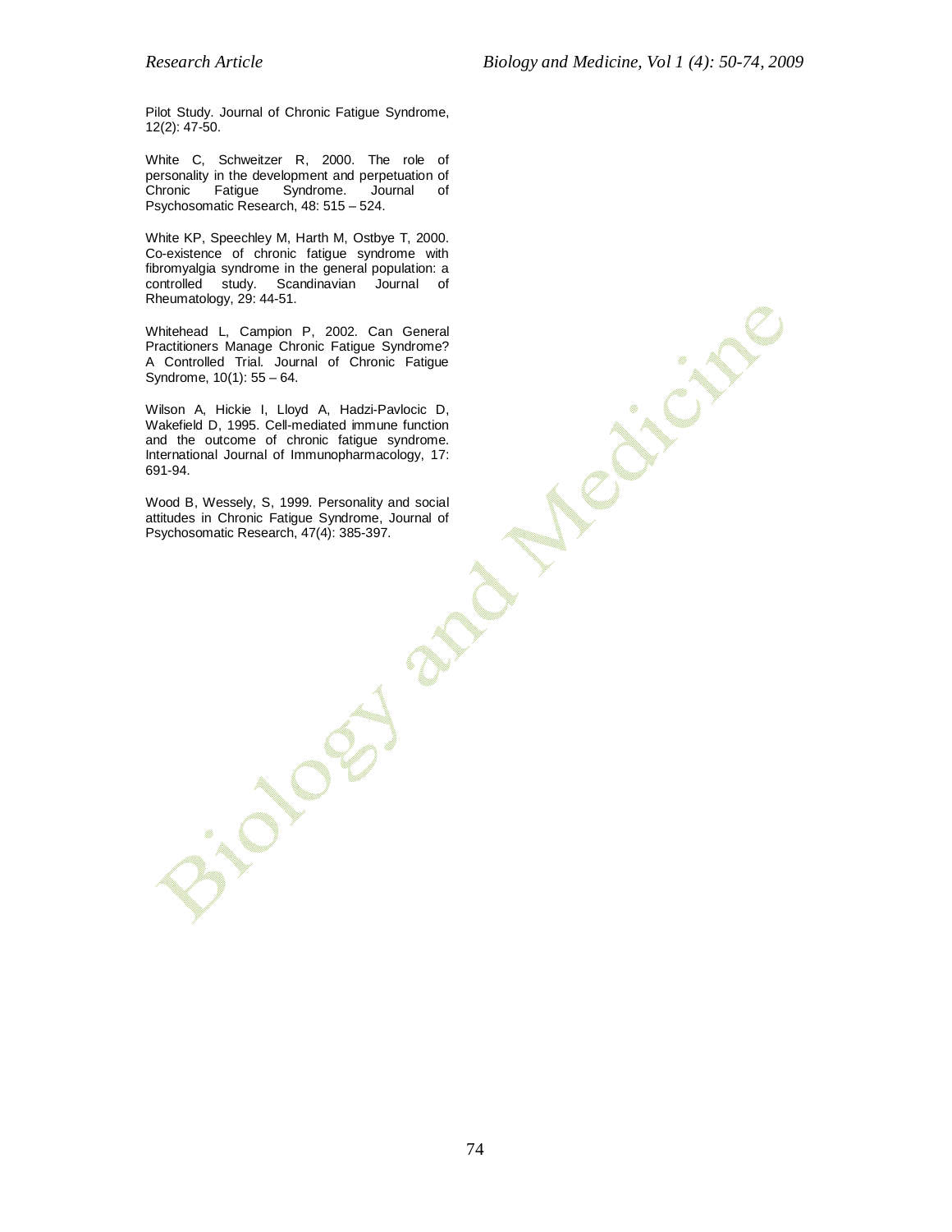Pilot Study. Journal of Chronic Fatigue Syndrome, 12(2): 47-50.

White C, Schweitzer R, 2000. The role of personality in the development and perpetuation of Chronic Fatigue Syndrome. Journal of Psychosomatic Research, 48: 515 – 524.

White KP, Speechley M, Harth M, Ostbye T, 2000. Co-existence of chronic fatigue syndrome with fibromyalgia syndrome in the general population: a controlled study. Scandinavian Journal of Rheumatology, 29: 44-51.

Whitehead L, Campion P, 2002. Can General Practitioners Manage Chronic Fatigue Syndrome? A Controlled Trial. Journal of Chronic Fatigue Syndrome, 10(1): 55 – 64.

Wilson A, Hickie I, Lloyd A, Hadzi-Pavlocic D, Wakefield D, 1995. Cell-mediated immune function and the outcome of chronic fatigue syndrome. International Journal of Immunopharmacology, 17: 691-94.

Wood B, Wessely, S, 1999. Personality and social attitudes in Chronic Fatigue Syndrome, Journal of Psychosomatic Research, 47(4): 385-397.